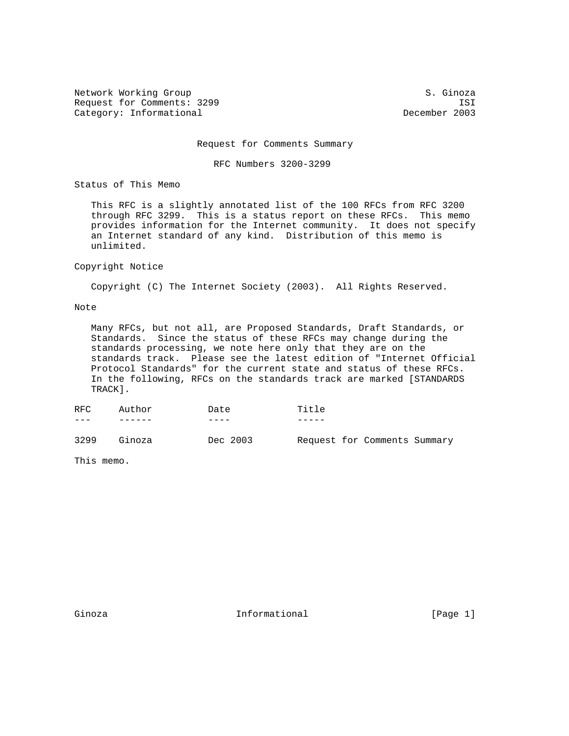Network Working Group S. Ginoza
Request for Comments: 3299 ISI
Category: Informational December 2003

# Request for Comments Summary

## RFC Numbers 3200-3299

### Status of This Memo

This RFC is a slightly annotated list of the 100 RFCs from RFC 3200 through RFC 3299. This is a status report on these RFCs. This memo provides information for the Internet community. It does not specify an Internet standard of any kind. Distribution of this memo is unlimited.

### Copyright Notice

Copyright (C) The Internet Society (2003). All Rights Reserved.

### Note

Many RFCs, but not all, are Proposed Standards, Draft Standards, or Standards. Since the status of these RFCs may change during the standards processing, we note here only that they are on the standards track. Please see the latest edition of "Internet Official Protocol Standards" for the current state and status of these RFCs. In the following, RFCs on the standards track are marked [STANDARDS TRACK].

| RFC | Author | Date | Title |
|---|---|---|---|
| 3299 | Ginoza | Dec 2003 | Request for Comments Summary |

This memo.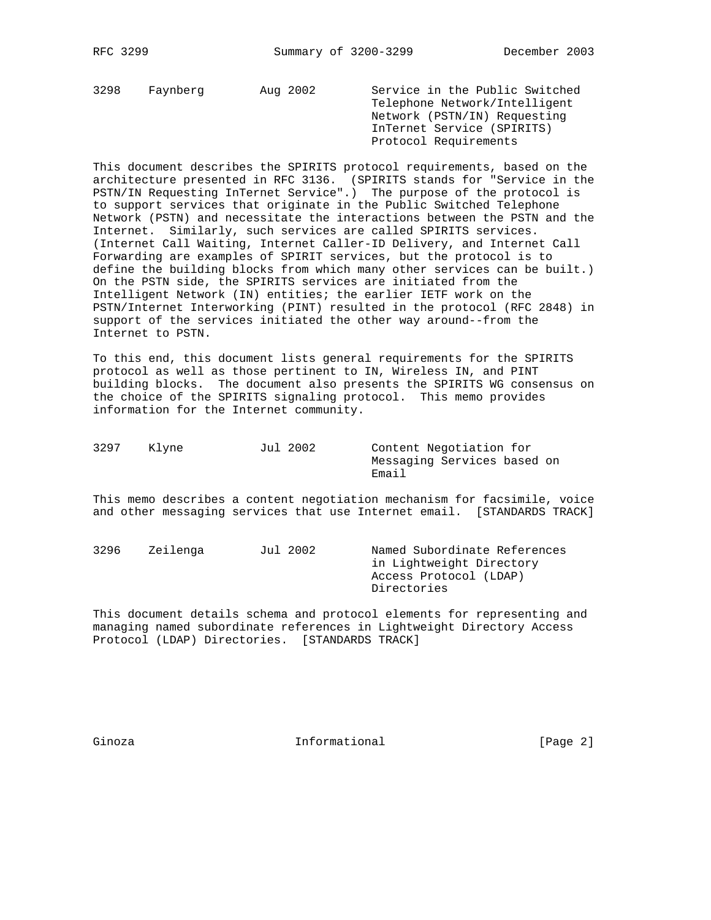3298    Faynberg        Aug 2002        Service in the Public Switched Telephone Network/Intelligent Network (PSTN/IN) Requesting InTernet Service (SPIRITS) Protocol Requirements

This document describes the SPIRITS protocol requirements, based on the architecture presented in RFC 3136. (SPIRITS stands for "Service in the PSTN/IN Requesting InTernet Service".) The purpose of the protocol is to support services that originate in the Public Switched Telephone Network (PSTN) and necessitate the interactions between the PSTN and the Internet. Similarly, such services are called SPIRITS services. (Internet Call Waiting, Internet Caller-ID Delivery, and Internet Call Forwarding are examples of SPIRIT services, but the protocol is to define the building blocks from which many other services can be built.) On the PSTN side, the SPIRITS services are initiated from the Intelligent Network (IN) entities; the earlier IETF work on the PSTN/Internet Interworking (PINT) resulted in the protocol (RFC 2848) in support of the services initiated the other way around--from the Internet to PSTN.

To this end, this document lists general requirements for the SPIRITS protocol as well as those pertinent to IN, Wireless IN, and PINT building blocks. The document also presents the SPIRITS WG consensus on the choice of the SPIRITS signaling protocol. This memo provides information for the Internet community.

3297    Klyne           Jul 2002        Content Negotiation for Messaging Services based on Email

This memo describes a content negotiation mechanism for facsimile, voice and other messaging services that use Internet email. [STANDARDS TRACK]

3296    Zeilenga        Jul 2002        Named Subordinate References in Lightweight Directory Access Protocol (LDAP) Directories

This document details schema and protocol elements for representing and managing named subordinate references in Lightweight Directory Access Protocol (LDAP) Directories. [STANDARDS TRACK]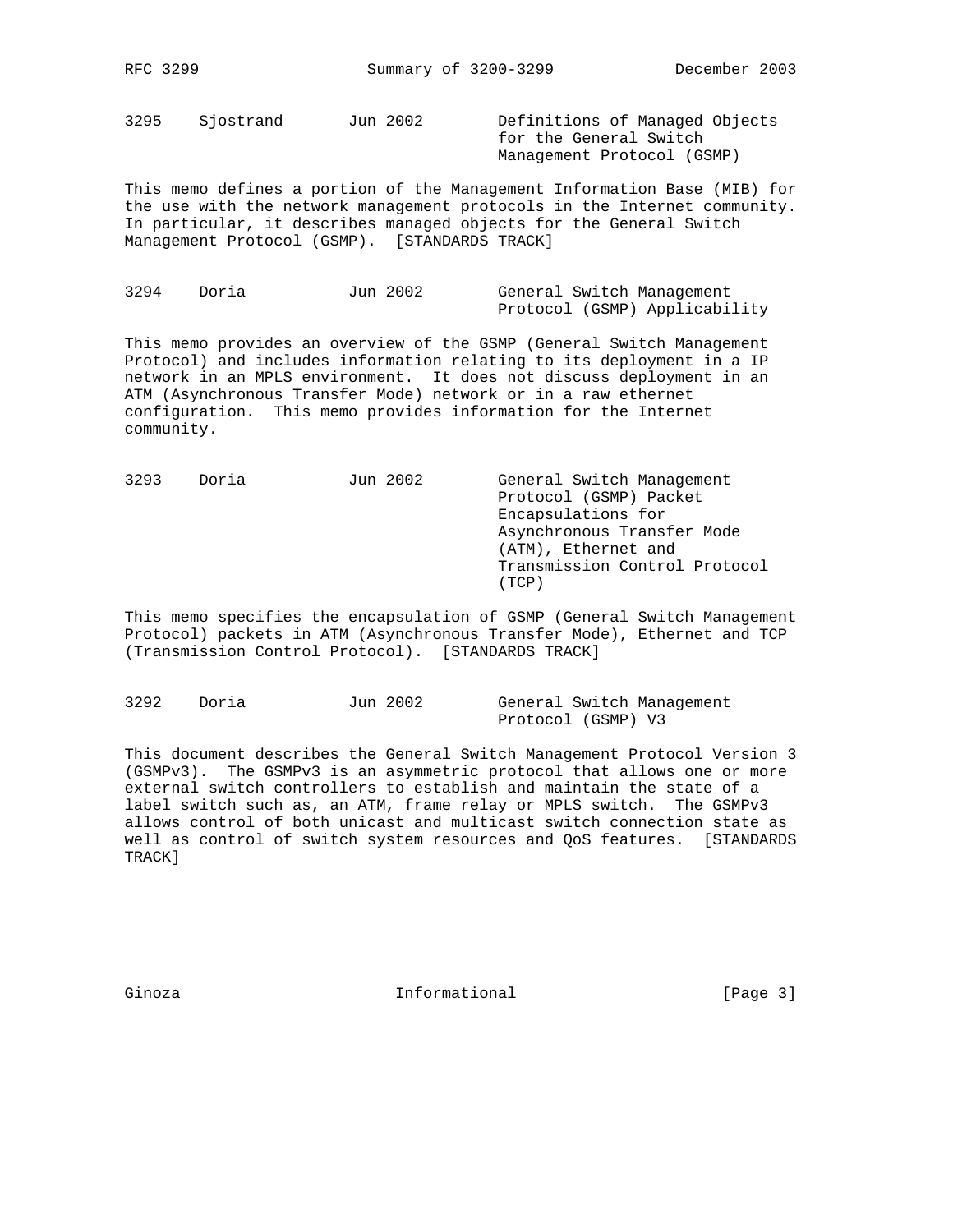3295    Sjostrand       Jun 2002        Definitions of Managed Objects for the General Switch Management Protocol (GSMP)

This memo defines a portion of the Management Information Base (MIB) for the use with the network management protocols in the Internet community. In particular, it describes managed objects for the General Switch Management Protocol (GSMP). [STANDARDS TRACK]

3294    Doria           Jun 2002        General Switch Management Protocol (GSMP) Applicability

This memo provides an overview of the GSMP (General Switch Management Protocol) and includes information relating to its deployment in a IP network in an MPLS environment. It does not discuss deployment in an ATM (Asynchronous Transfer Mode) network or in a raw ethernet configuration. This memo provides information for the Internet community.

3293    Doria           Jun 2002        General Switch Management Protocol (GSMP) Packet Encapsulations for Asynchronous Transfer Mode (ATM), Ethernet and Transmission Control Protocol (TCP)

This memo specifies the encapsulation of GSMP (General Switch Management Protocol) packets in ATM (Asynchronous Transfer Mode), Ethernet and TCP (Transmission Control Protocol). [STANDARDS TRACK]

3292    Doria           Jun 2002        General Switch Management Protocol (GSMP) V3

This document describes the General Switch Management Protocol Version 3 (GSMPv3). The GSMPv3 is an asymmetric protocol that allows one or more external switch controllers to establish and maintain the state of a label switch such as, an ATM, frame relay or MPLS switch. The GSMPv3 allows control of both unicast and multicast switch connection state as well as control of switch system resources and QoS features. [STANDARDS TRACK]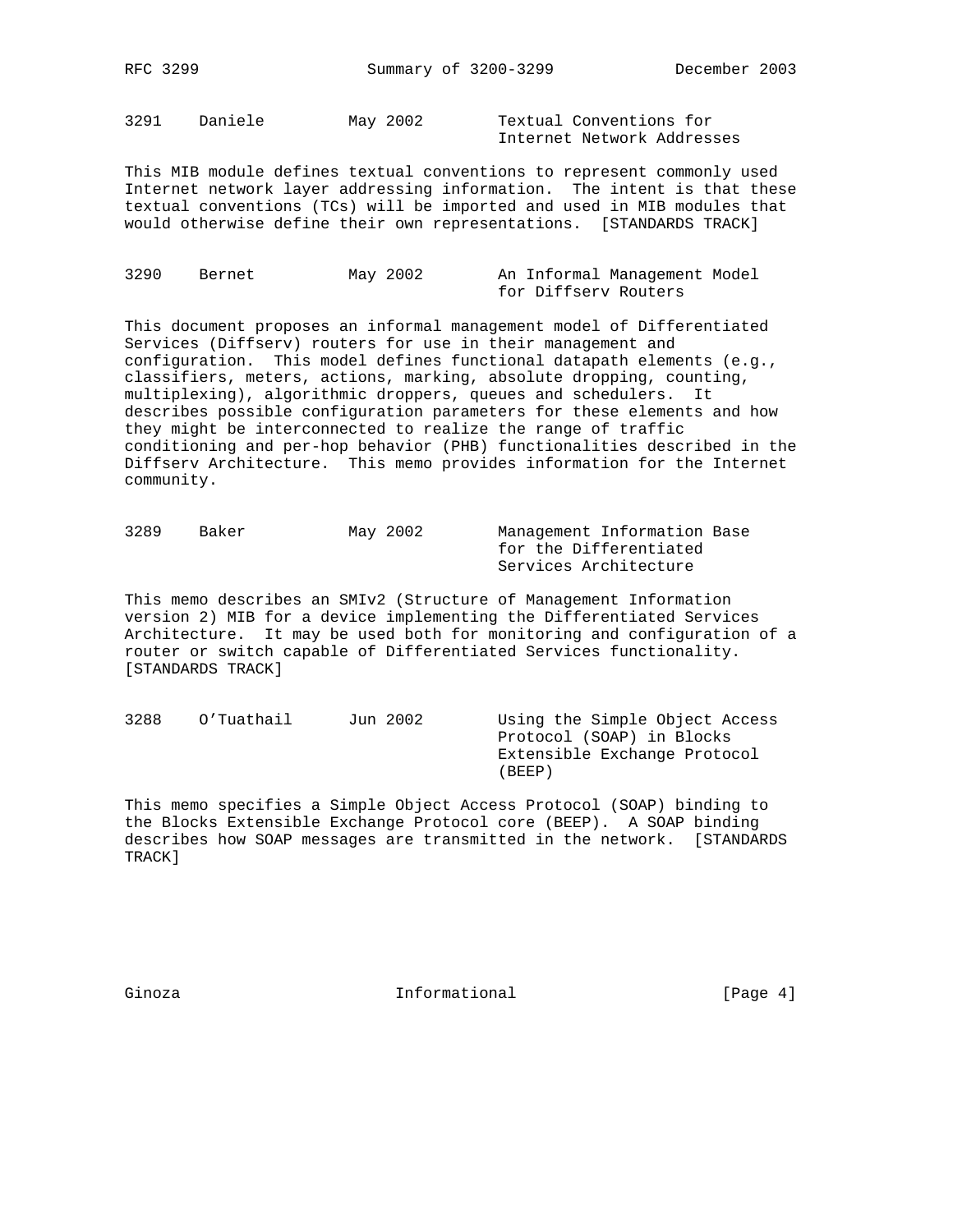3291 Daniele May 2002 Textual Conventions for Internet Network Addresses

This MIB module defines textual conventions to represent commonly used Internet network layer addressing information. The intent is that these textual conventions (TCs) will be imported and used in MIB modules that would otherwise define their own representations. [STANDARDS TRACK]

3290 Bernet May 2002 An Informal Management Model for Diffserv Routers

This document proposes an informal management model of Differentiated Services (Diffserv) routers for use in their management and configuration. This model defines functional datapath elements (e.g., classifiers, meters, actions, marking, absolute dropping, counting, multiplexing), algorithmic droppers, queues and schedulers. It describes possible configuration parameters for these elements and how they might be interconnected to realize the range of traffic conditioning and per-hop behavior (PHB) functionalities described in the Diffserv Architecture. This memo provides information for the Internet community.

3289 Baker May 2002 Management Information Base for the Differentiated Services Architecture

This memo describes an SMIv2 (Structure of Management Information version 2) MIB for a device implementing the Differentiated Services Architecture. It may be used both for monitoring and configuration of a router or switch capable of Differentiated Services functionality. [STANDARDS TRACK]

3288 O'Tuathail Jun 2002 Using the Simple Object Access Protocol (SOAP) in Blocks Extensible Exchange Protocol (BEEP)

This memo specifies a Simple Object Access Protocol (SOAP) binding to the Blocks Extensible Exchange Protocol core (BEEP). A SOAP binding describes how SOAP messages are transmitted in the network. [STANDARDS TRACK]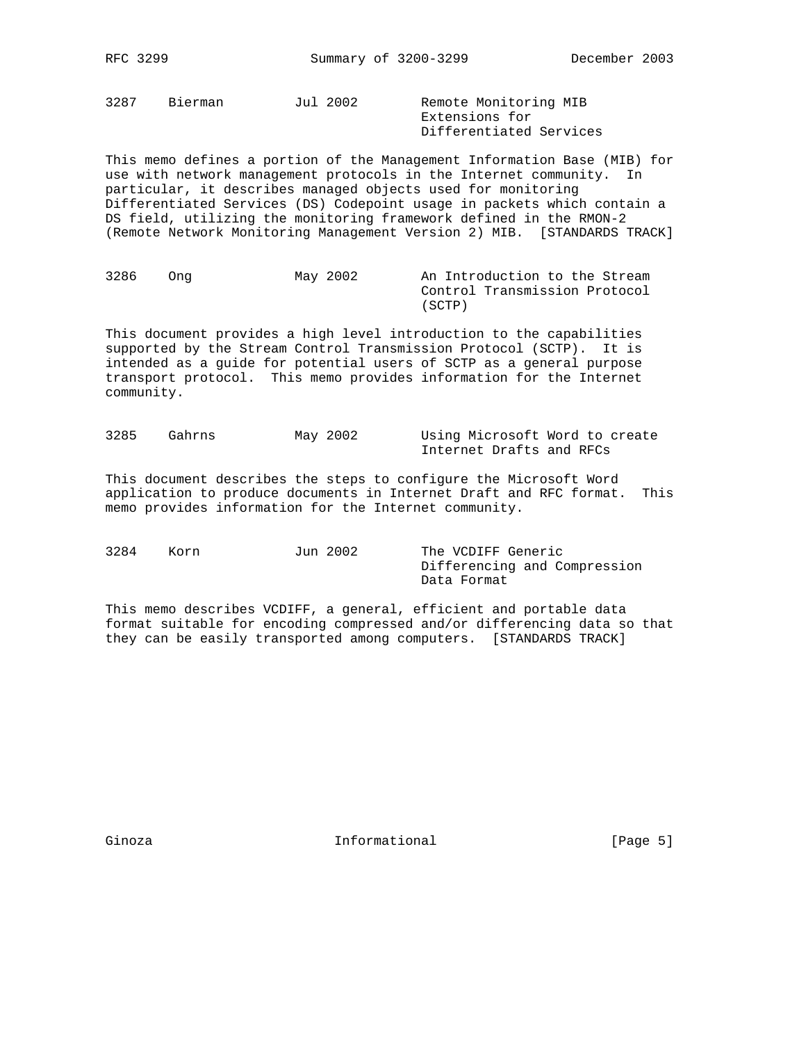3287 Bierman Jul 2002 Remote Monitoring MIB Extensions for Differentiated Services

This memo defines a portion of the Management Information Base (MIB) for use with network management protocols in the Internet community. In particular, it describes managed objects used for monitoring Differentiated Services (DS) Codepoint usage in packets which contain a DS field, utilizing the monitoring framework defined in the RMON-2 (Remote Network Monitoring Management Version 2) MIB. [STANDARDS TRACK]

3286 Ong May 2002 An Introduction to the Stream Control Transmission Protocol (SCTP)

This document provides a high level introduction to the capabilities supported by the Stream Control Transmission Protocol (SCTP). It is intended as a guide for potential users of SCTP as a general purpose transport protocol. This memo provides information for the Internet community.

3285 Gahrns May 2002 Using Microsoft Word to create Internet Drafts and RFCs

This document describes the steps to configure the Microsoft Word application to produce documents in Internet Draft and RFC format. This memo provides information for the Internet community.

3284 Korn Jun 2002 The VCDIFF Generic Differencing and Compression Data Format

This memo describes VCDIFF, a general, efficient and portable data format suitable for encoding compressed and/or differencing data so that they can be easily transported among computers. [STANDARDS TRACK]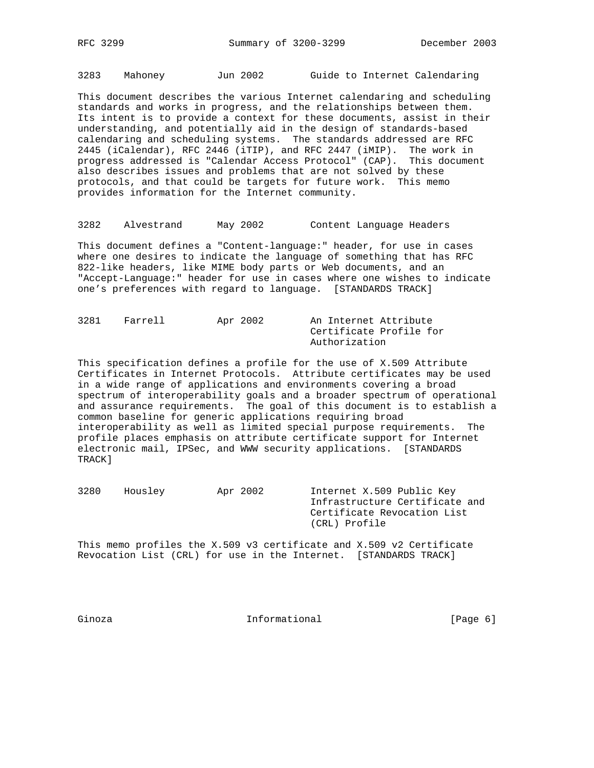3283    Mahoney         Jun 2002        Guide to Internet Calendaring

This document describes the various Internet calendaring and scheduling standards and works in progress, and the relationships between them. Its intent is to provide a context for these documents, assist in their understanding, and potentially aid in the design of standards-based calendaring and scheduling systems. The standards addressed are RFC 2445 (iCalendar), RFC 2446 (iTIP), and RFC 2447 (iMIP). The work in progress addressed is "Calendar Access Protocol" (CAP). This document also describes issues and problems that are not solved by these protocols, and that could be targets for future work. This memo provides information for the Internet community.

3282    Alvestrand      May 2002        Content Language Headers

This document defines a "Content-language:" header, for use in cases where one desires to indicate the language of something that has RFC 822-like headers, like MIME body parts or Web documents, and an "Accept-Language:" header for use in cases where one wishes to indicate one’s preferences with regard to language. [STANDARDS TRACK]

3281    Farrell         Apr 2002        An Internet Attribute Certificate Profile for Authorization

This specification defines a profile for the use of X.509 Attribute Certificates in Internet Protocols. Attribute certificates may be used in a wide range of applications and environments covering a broad spectrum of interoperability goals and a broader spectrum of operational and assurance requirements. The goal of this document is to establish a common baseline for generic applications requiring broad interoperability as well as limited special purpose requirements. The profile places emphasis on attribute certificate support for Internet electronic mail, IPSec, and WWW security applications. [STANDARDS TRACK]

3280    Housley         Apr 2002        Internet X.509 Public Key Infrastructure Certificate and Certificate Revocation List (CRL) Profile

This memo profiles the X.509 v3 certificate and X.509 v2 Certificate Revocation List (CRL) for use in the Internet. [STANDARDS TRACK]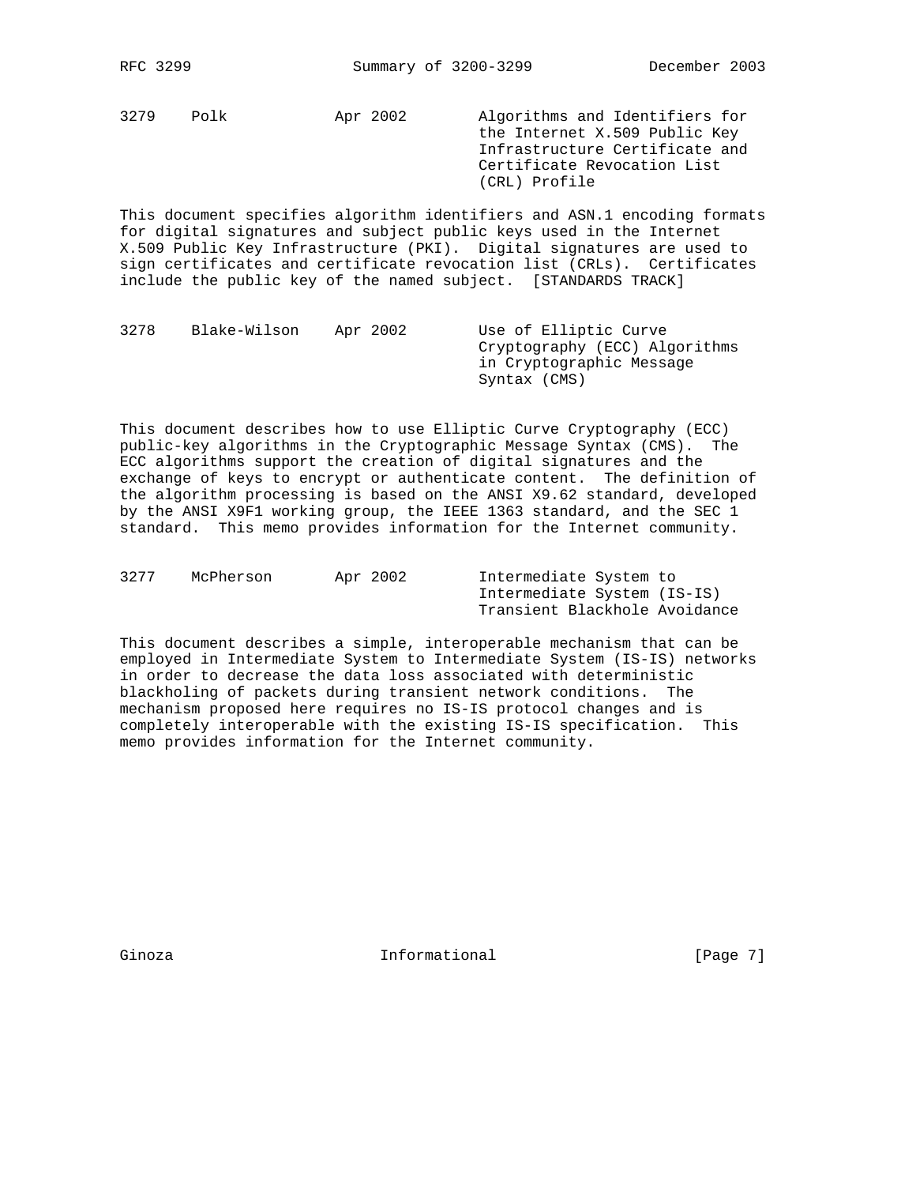3279 Polk Apr 2002 Algorithms and Identifiers for the Internet X.509 Public Key Infrastructure Certificate and Certificate Revocation List (CRL) Profile

This document specifies algorithm identifiers and ASN.1 encoding formats for digital signatures and subject public keys used in the Internet X.509 Public Key Infrastructure (PKI). Digital signatures are used to sign certificates and certificate revocation list (CRLs). Certificates include the public key of the named subject. [STANDARDS TRACK]

3278 Blake-Wilson Apr 2002 Use of Elliptic Curve Cryptography (ECC) Algorithms in Cryptographic Message Syntax (CMS)

This document describes how to use Elliptic Curve Cryptography (ECC) public-key algorithms in the Cryptographic Message Syntax (CMS). The ECC algorithms support the creation of digital signatures and the exchange of keys to encrypt or authenticate content. The definition of the algorithm processing is based on the ANSI X9.62 standard, developed by the ANSI X9F1 working group, the IEEE 1363 standard, and the SEC 1 standard. This memo provides information for the Internet community.

3277 McPherson Apr 2002 Intermediate System to Intermediate System (IS-IS) Transient Blackhole Avoidance

This document describes a simple, interoperable mechanism that can be employed in Intermediate System to Intermediate System (IS-IS) networks in order to decrease the data loss associated with deterministic blackholing of packets during transient network conditions. The mechanism proposed here requires no IS-IS protocol changes and is completely interoperable with the existing IS-IS specification. This memo provides information for the Internet community.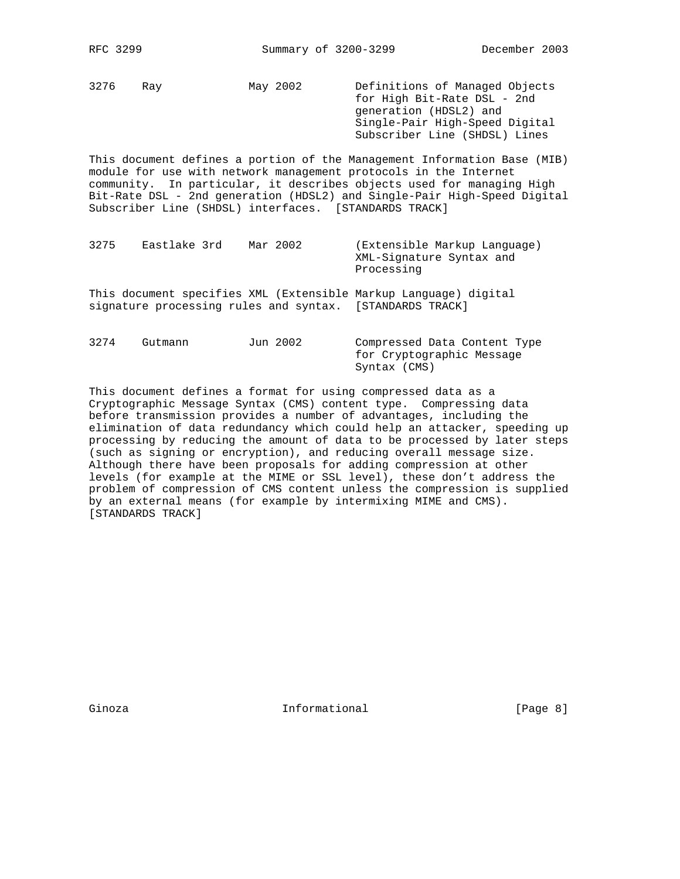3276 Ray May 2002 Definitions of Managed Objects for High Bit-Rate DSL - 2nd generation (HDSL2) and Single-Pair High-Speed Digital Subscriber Line (SHDSL) Lines

This document defines a portion of the Management Information Base (MIB) module for use with network management protocols in the Internet community. In particular, it describes objects used for managing High Bit-Rate DSL - 2nd generation (HDSL2) and Single-Pair High-Speed Digital Subscriber Line (SHDSL) interfaces. [STANDARDS TRACK]

3275 Eastlake 3rd Mar 2002 (Extensible Markup Language) XML-Signature Syntax and Processing

This document specifies XML (Extensible Markup Language) digital signature processing rules and syntax. [STANDARDS TRACK]

3274 Gutmann Jun 2002 Compressed Data Content Type for Cryptographic Message Syntax (CMS)

This document defines a format for using compressed data as a Cryptographic Message Syntax (CMS) content type. Compressing data before transmission provides a number of advantages, including the elimination of data redundancy which could help an attacker, speeding up processing by reducing the amount of data to be processed by later steps (such as signing or encryption), and reducing overall message size. Although there have been proposals for adding compression at other levels (for example at the MIME or SSL level), these don't address the problem of compression of CMS content unless the compression is supplied by an external means (for example by intermixing MIME and CMS). [STANDARDS TRACK]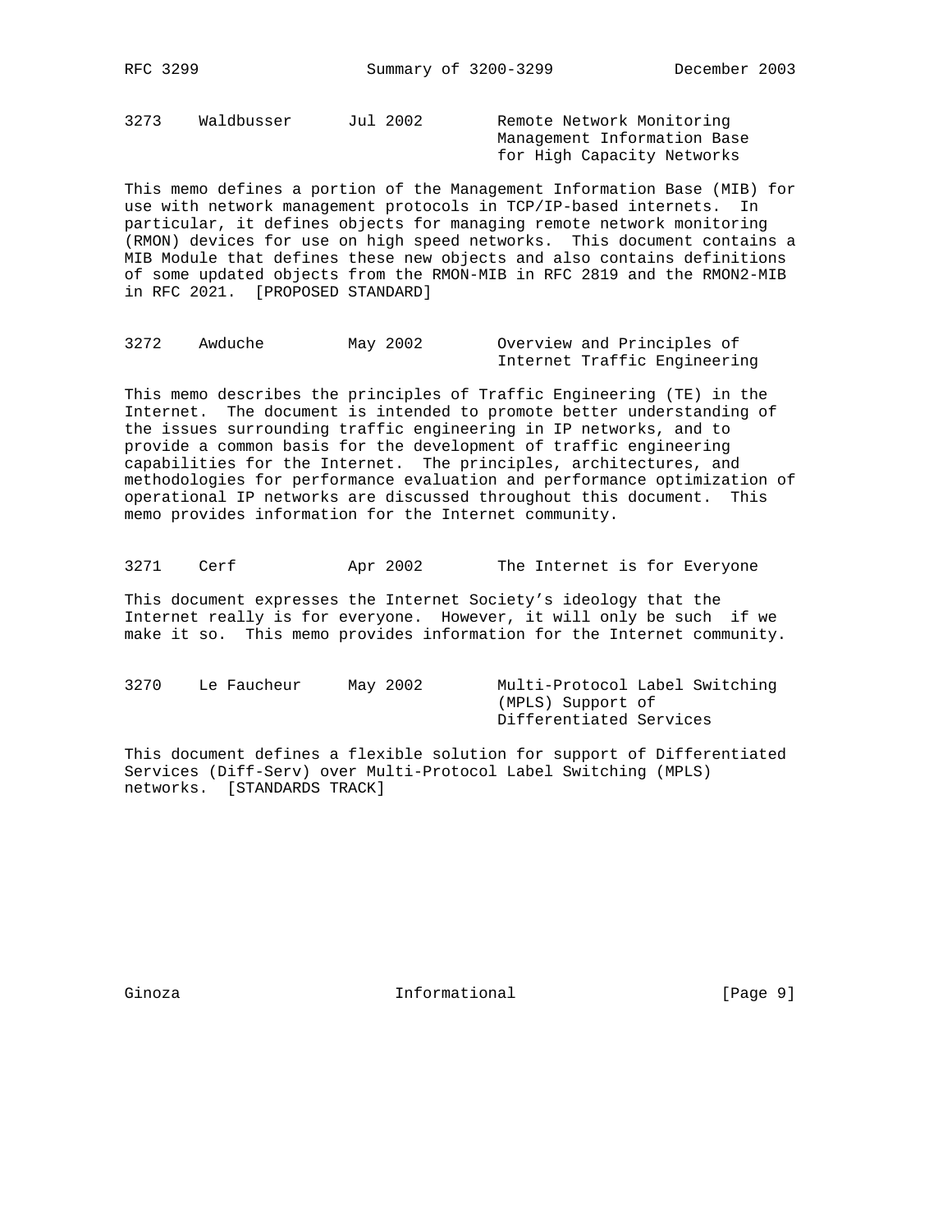3273 Waldbusser Jul 2002 Remote Network Monitoring Management Information Base for High Capacity Networks

This memo defines a portion of the Management Information Base (MIB) for use with network management protocols in TCP/IP-based internets. In particular, it defines objects for managing remote network monitoring (RMON) devices for use on high speed networks. This document contains a MIB Module that defines these new objects and also contains definitions of some updated objects from the RMON-MIB in RFC 2819 and the RMON2-MIB in RFC 2021. [PROPOSED STANDARD]

3272 Awduche May 2002 Overview and Principles of Internet Traffic Engineering

This memo describes the principles of Traffic Engineering (TE) in the Internet. The document is intended to promote better understanding of the issues surrounding traffic engineering in IP networks, and to provide a common basis for the development of traffic engineering capabilities for the Internet. The principles, architectures, and methodologies for performance evaluation and performance optimization of operational IP networks are discussed throughout this document. This memo provides information for the Internet community.

3271 Cerf Apr 2002 The Internet is for Everyone

This document expresses the Internet Society's ideology that the Internet really is for everyone. However, it will only be such if we make it so. This memo provides information for the Internet community.

3270 Le Faucheur May 2002 Multi-Protocol Label Switching (MPLS) Support of Differentiated Services

This document defines a flexible solution for support of Differentiated Services (Diff-Serv) over Multi-Protocol Label Switching (MPLS) networks. [STANDARDS TRACK]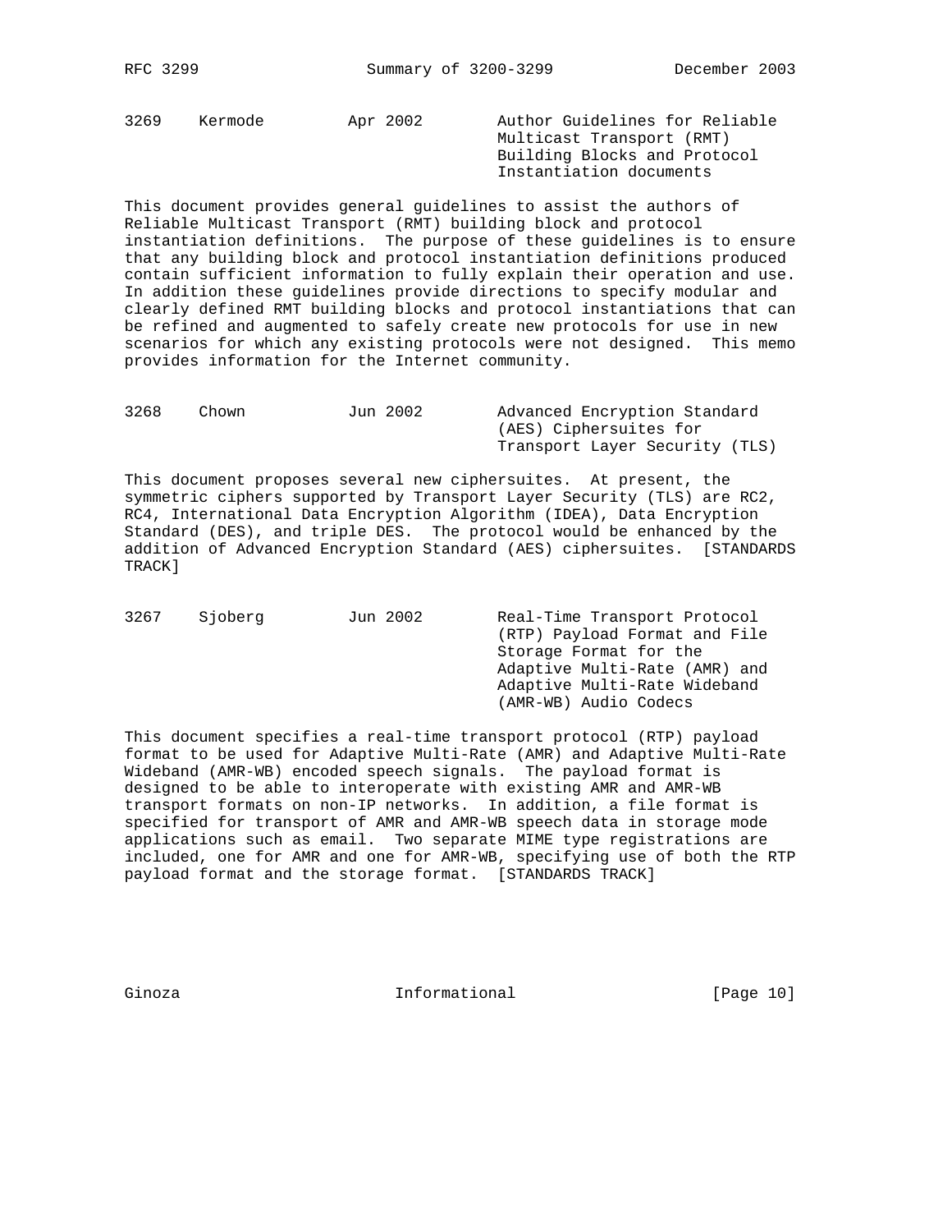3269    Kermode    Apr 2002    Author Guidelines for Reliable Multicast Transport (RMT) Building Blocks and Protocol Instantiation documents

This document provides general guidelines to assist the authors of Reliable Multicast Transport (RMT) building block and protocol instantiation definitions. The purpose of these guidelines is to ensure that any building block and protocol instantiation definitions produced contain sufficient information to fully explain their operation and use. In addition these guidelines provide directions to specify modular and clearly defined RMT building blocks and protocol instantiations that can be refined and augmented to safely create new protocols for use in new scenarios for which any existing protocols were not designed. This memo provides information for the Internet community.

3268    Chown    Jun 2002    Advanced Encryption Standard (AES) Ciphersuites for Transport Layer Security (TLS)

This document proposes several new ciphersuites. At present, the symmetric ciphers supported by Transport Layer Security (TLS) are RC2, RC4, International Data Encryption Algorithm (IDEA), Data Encryption Standard (DES), and triple DES. The protocol would be enhanced by the addition of Advanced Encryption Standard (AES) ciphersuites. [STANDARDS TRACK]

3267    Sjoberg    Jun 2002    Real-Time Transport Protocol (RTP) Payload Format and File Storage Format for the Adaptive Multi-Rate (AMR) and Adaptive Multi-Rate Wideband (AMR-WB) Audio Codecs

This document specifies a real-time transport protocol (RTP) payload format to be used for Adaptive Multi-Rate (AMR) and Adaptive Multi-Rate Wideband (AMR-WB) encoded speech signals. The payload format is designed to be able to interoperate with existing AMR and AMR-WB transport formats on non-IP networks. In addition, a file format is specified for transport of AMR and AMR-WB speech data in storage mode applications such as email. Two separate MIME type registrations are included, one for AMR and one for AMR-WB, specifying use of both the RTP payload format and the storage format. [STANDARDS TRACK]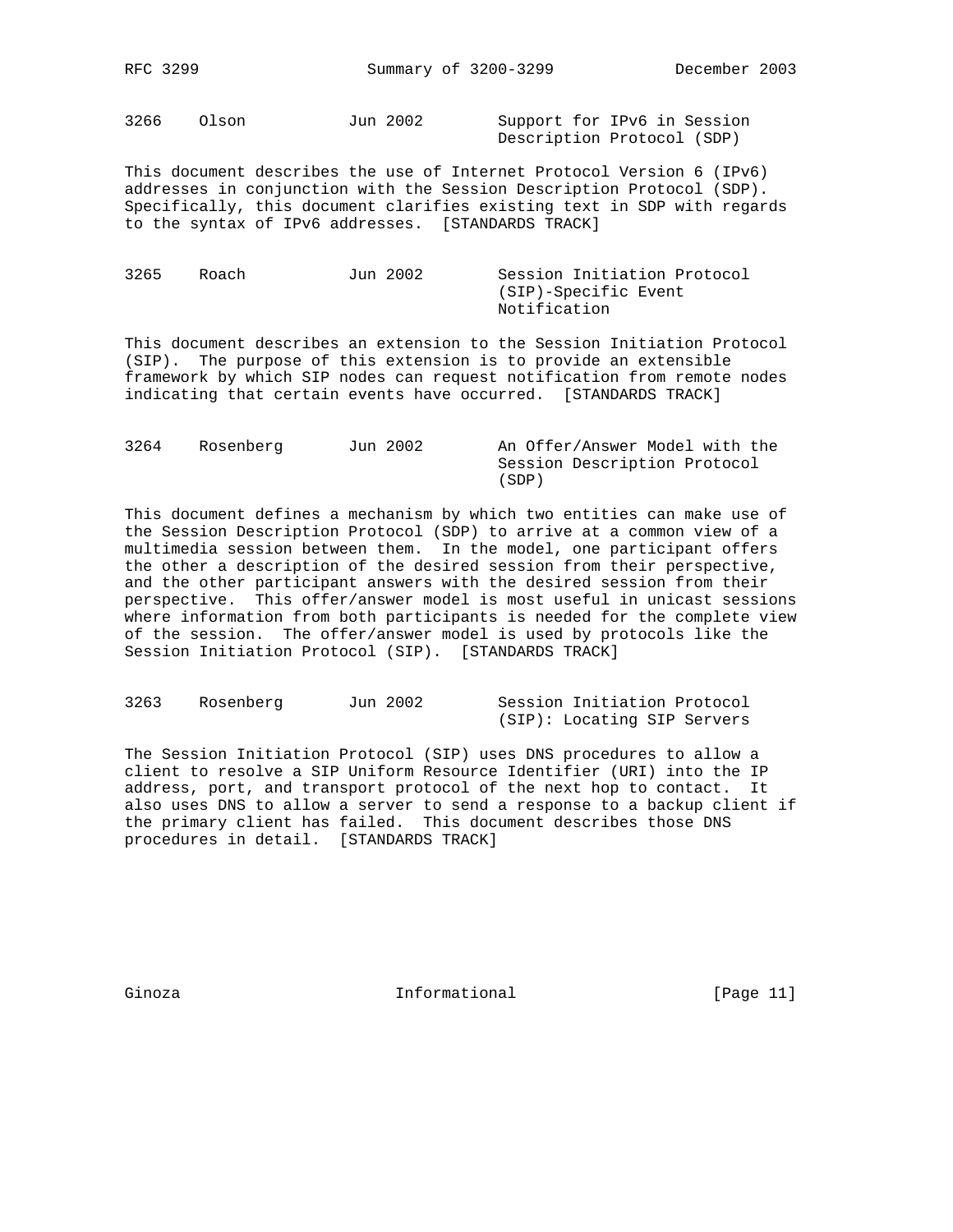3266    Olson           Jun 2002        Support for IPv6 in Session Description Protocol (SDP)

This document describes the use of Internet Protocol Version 6 (IPv6) addresses in conjunction with the Session Description Protocol (SDP). Specifically, this document clarifies existing text in SDP with regards to the syntax of IPv6 addresses. [STANDARDS TRACK]

3265    Roach           Jun 2002        Session Initiation Protocol (SIP)-Specific Event Notification

This document describes an extension to the Session Initiation Protocol (SIP). The purpose of this extension is to provide an extensible framework by which SIP nodes can request notification from remote nodes indicating that certain events have occurred. [STANDARDS TRACK]

3264    Rosenberg       Jun 2002        An Offer/Answer Model with the Session Description Protocol (SDP)

This document defines a mechanism by which two entities can make use of the Session Description Protocol (SDP) to arrive at a common view of a multimedia session between them. In the model, one participant offers the other a description of the desired session from their perspective, and the other participant answers with the desired session from their perspective. This offer/answer model is most useful in unicast sessions where information from both participants is needed for the complete view of the session. The offer/answer model is used by protocols like the Session Initiation Protocol (SIP). [STANDARDS TRACK]

3263    Rosenberg       Jun 2002        Session Initiation Protocol (SIP): Locating SIP Servers

The Session Initiation Protocol (SIP) uses DNS procedures to allow a client to resolve a SIP Uniform Resource Identifier (URI) into the IP address, port, and transport protocol of the next hop to contact. It also uses DNS to allow a server to send a response to a backup client if the primary client has failed. This document describes those DNS procedures in detail. [STANDARDS TRACK]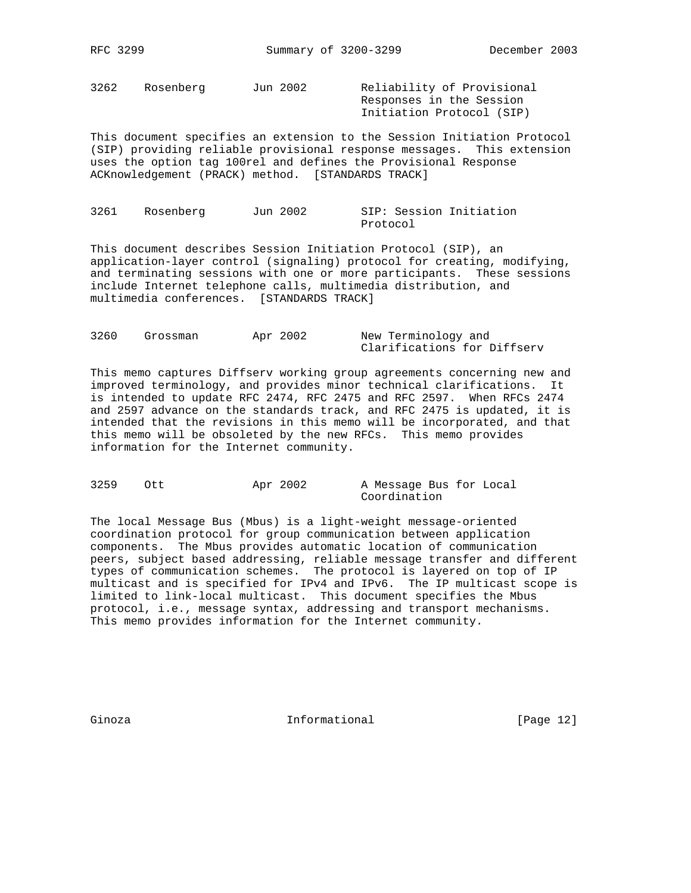3262    Rosenberg       Jun 2002        Reliability of Provisional Responses in the Session Initiation Protocol (SIP)

This document specifies an extension to the Session Initiation Protocol (SIP) providing reliable provisional response messages. This extension uses the option tag 100rel and defines the Provisional Response ACKnowledgement (PRACK) method. [STANDARDS TRACK]

3261    Rosenberg       Jun 2002        SIP: Session Initiation Protocol

This document describes Session Initiation Protocol (SIP), an application-layer control (signaling) protocol for creating, modifying, and terminating sessions with one or more participants. These sessions include Internet telephone calls, multimedia distribution, and multimedia conferences. [STANDARDS TRACK]

3260    Grossman        Apr 2002        New Terminology and Clarifications for Diffserv

This memo captures Diffserv working group agreements concerning new and improved terminology, and provides minor technical clarifications. It is intended to update RFC 2474, RFC 2475 and RFC 2597. When RFCs 2474 and 2597 advance on the standards track, and RFC 2475 is updated, it is intended that the revisions in this memo will be incorporated, and that this memo will be obsoleted by the new RFCs. This memo provides information for the Internet community.

3259    Ott             Apr 2002        A Message Bus for Local Coordination

The local Message Bus (Mbus) is a light-weight message-oriented coordination protocol for group communication between application components. The Mbus provides automatic location of communication peers, subject based addressing, reliable message transfer and different types of communication schemes. The protocol is layered on top of IP multicast and is specified for IPv4 and IPv6. The IP multicast scope is limited to link-local multicast. This document specifies the Mbus protocol, i.e., message syntax, addressing and transport mechanisms. This memo provides information for the Internet community.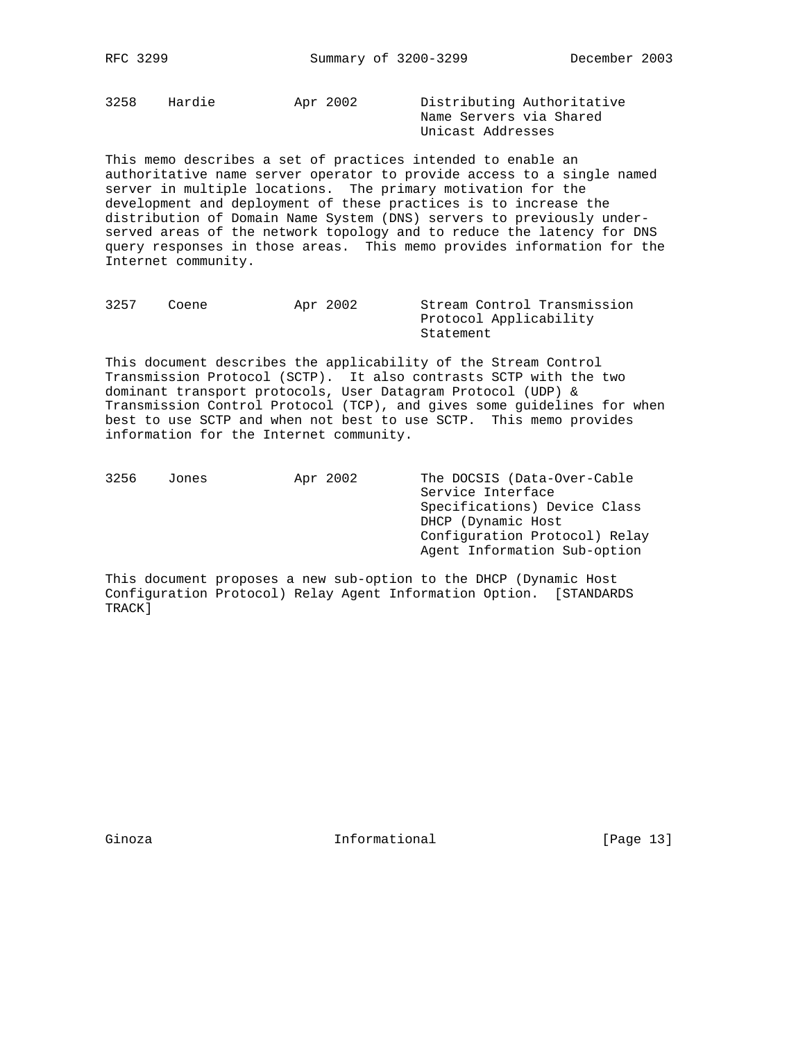3258    Hardie          Apr 2002        Distributing Authoritative Name Servers via Shared Unicast Addresses

This memo describes a set of practices intended to enable an authoritative name server operator to provide access to a single named server in multiple locations. The primary motivation for the development and deployment of these practices is to increase the distribution of Domain Name System (DNS) servers to previously under-served areas of the network topology and to reduce the latency for DNS query responses in those areas. This memo provides information for the Internet community.

3257    Coene           Apr 2002        Stream Control Transmission Protocol Applicability Statement

This document describes the applicability of the Stream Control Transmission Protocol (SCTP). It also contrasts SCTP with the two dominant transport protocols, User Datagram Protocol (UDP) & Transmission Control Protocol (TCP), and gives some guidelines for when best to use SCTP and when not best to use SCTP. This memo provides information for the Internet community.

3256    Jones           Apr 2002        The DOCSIS (Data-Over-Cable Service Interface Specifications) Device Class DHCP (Dynamic Host Configuration Protocol) Relay Agent Information Sub-option

This document proposes a new sub-option to the DHCP (Dynamic Host Configuration Protocol) Relay Agent Information Option. [STANDARDS TRACK]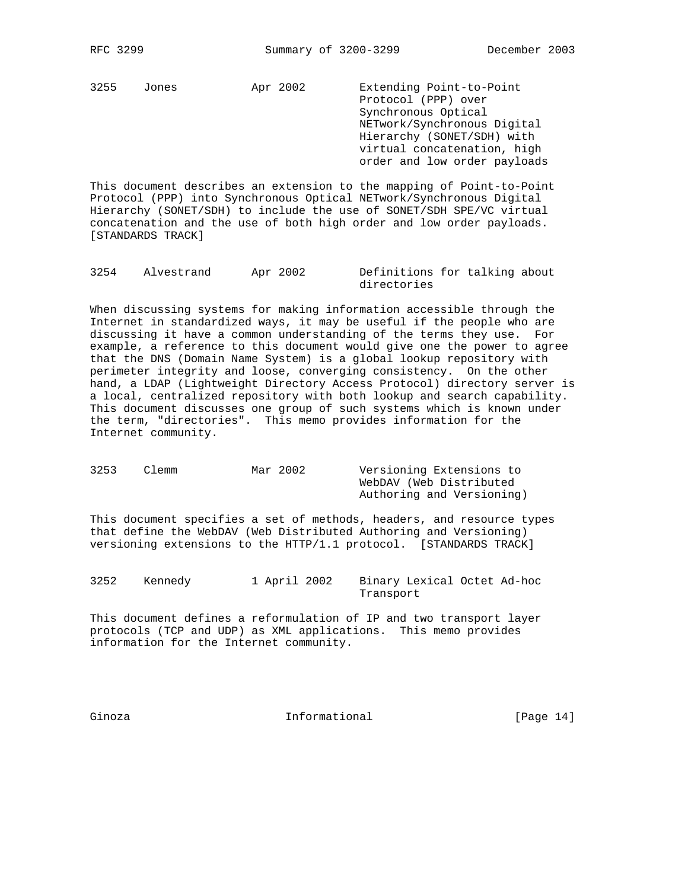```
3255    Jones           Apr 2002        Extending Point-to-Point
                                        Protocol (PPP) over
                                        Synchronous Optical
                                        NETwork/Synchronous Digital
                                        Hierarchy (SONET/SDH) with
                                        virtual concatenation, high
                                        order and low order payloads
```

This document describes an extension to the mapping of Point-to-Point Protocol (PPP) into Synchronous Optical NETwork/Synchronous Digital Hierarchy (SONET/SDH) to include the use of SONET/SDH SPE/VC virtual concatenation and the use of both high order and low order payloads. [STANDARDS TRACK]

```
3254    Alvestrand      Apr 2002        Definitions for talking about
                                        directories
```

When discussing systems for making information accessible through the Internet in standardized ways, it may be useful if the people who are discussing it have a common understanding of the terms they use. For example, a reference to this document would give one the power to agree that the DNS (Domain Name System) is a global lookup repository with perimeter integrity and loose, converging consistency. On the other hand, a LDAP (Lightweight Directory Access Protocol) directory server is a local, centralized repository with both lookup and search capability. This document discusses one group of such systems which is known under the term, "directories". This memo provides information for the Internet community.

```
3253    Clemm           Mar 2002        Versioning Extensions to
                                        WebDAV (Web Distributed
                                        Authoring and Versioning)
```

This document specifies a set of methods, headers, and resource types that define the WebDAV (Web Distributed Authoring and Versioning) versioning extensions to the HTTP/1.1 protocol. [STANDARDS TRACK]

```
3252    Kennedy         1 April 2002    Binary Lexical Octet Ad-hoc
                                        Transport
```

This document defines a reformulation of IP and two transport layer protocols (TCP and UDP) as XML applications. This memo provides information for the Internet community.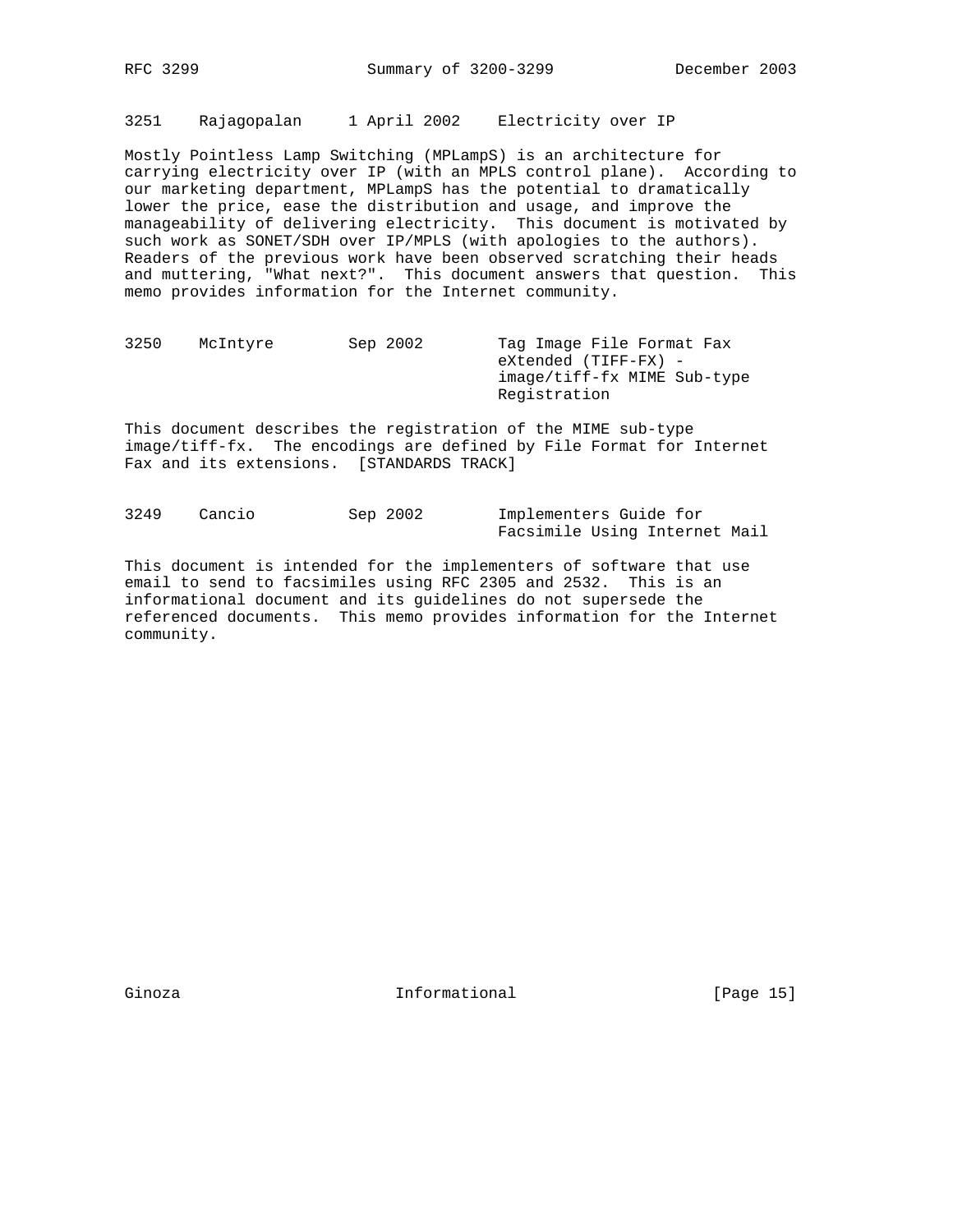3251    Rajagopalan     1 April 2002    Electricity over IP

Mostly Pointless Lamp Switching (MPLampS) is an architecture for carrying electricity over IP (with an MPLS control plane). According to our marketing department, MPLampS has the potential to dramatically lower the price, ease the distribution and usage, and improve the manageability of delivering electricity. This document is motivated by such work as SONET/SDH over IP/MPLS (with apologies to the authors). Readers of the previous work have been observed scratching their heads and muttering, "What next?". This document answers that question. This memo provides information for the Internet community.

3250    McIntyre        Sep 2002        Tag Image File Format Fax eXtended (TIFF-FX) - image/tiff-fx MIME Sub-type Registration

This document describes the registration of the MIME sub-type image/tiff-fx. The encodings are defined by File Format for Internet Fax and its extensions. [STANDARDS TRACK]

3249    Cancio          Sep 2002        Implementers Guide for Facsimile Using Internet Mail

This document is intended for the implementers of software that use email to send to facsimiles using RFC 2305 and 2532. This is an informational document and its guidelines do not supersede the referenced documents. This memo provides information for the Internet community.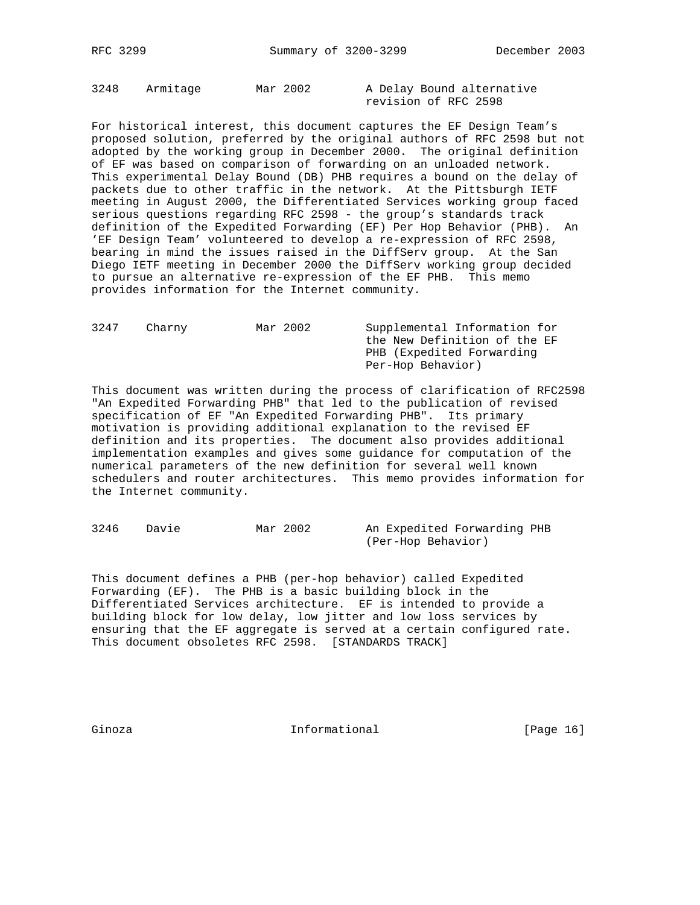3248    Armitage    Mar 2002    A Delay Bound alternative revision of RFC 2598

For historical interest, this document captures the EF Design Team's proposed solution, preferred by the original authors of RFC 2598 but not adopted by the working group in December 2000. The original definition of EF was based on comparison of forwarding on an unloaded network. This experimental Delay Bound (DB) PHB requires a bound on the delay of packets due to other traffic in the network. At the Pittsburgh IETF meeting in August 2000, the Differentiated Services working group faced serious questions regarding RFC 2598 - the group's standards track definition of the Expedited Forwarding (EF) Per Hop Behavior (PHB). An 'EF Design Team' volunteered to develop a re-expression of RFC 2598, bearing in mind the issues raised in the DiffServ group. At the San Diego IETF meeting in December 2000 the DiffServ working group decided to pursue an alternative re-expression of the EF PHB. This memo provides information for the Internet community.

3247    Charny    Mar 2002    Supplemental Information for the New Definition of the EF PHB (Expedited Forwarding Per-Hop Behavior)

This document was written during the process of clarification of RFC2598 "An Expedited Forwarding PHB" that led to the publication of revised specification of EF "An Expedited Forwarding PHB". Its primary motivation is providing additional explanation to the revised EF definition and its properties. The document also provides additional implementation examples and gives some guidance for computation of the numerical parameters of the new definition for several well known schedulers and router architectures. This memo provides information for the Internet community.

3246    Davie    Mar 2002    An Expedited Forwarding PHB (Per-Hop Behavior)

This document defines a PHB (per-hop behavior) called Expedited Forwarding (EF). The PHB is a basic building block in the Differentiated Services architecture. EF is intended to provide a building block for low delay, low jitter and low loss services by ensuring that the EF aggregate is served at a certain configured rate. This document obsoletes RFC 2598. [STANDARDS TRACK]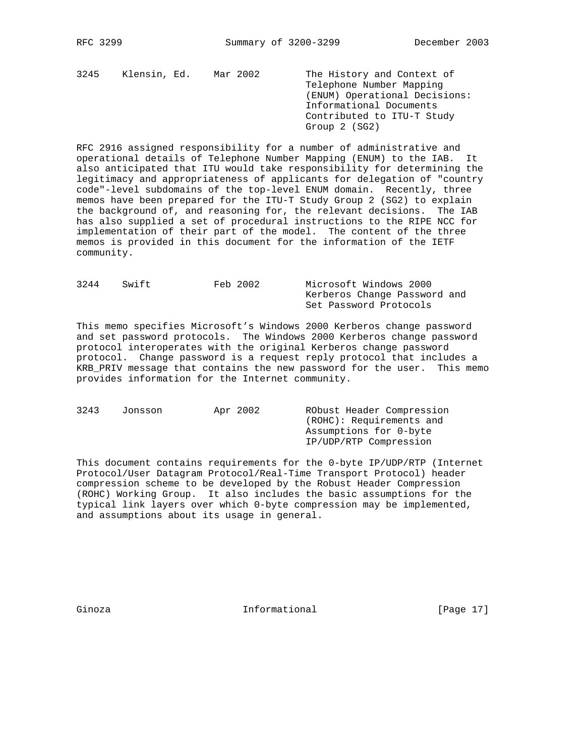3245    Klensin, Ed.    Mar 2002    The History and Context of Telephone Number Mapping (ENUM) Operational Decisions: Informational Documents Contributed to ITU-T Study Group 2 (SG2)

RFC 2916 assigned responsibility for a number of administrative and operational details of Telephone Number Mapping (ENUM) to the IAB. It also anticipated that ITU would take responsibility for determining the legitimacy and appropriateness of applicants for delegation of "country code"-level subdomains of the top-level ENUM domain. Recently, three memos have been prepared for the ITU-T Study Group 2 (SG2) to explain the background of, and reasoning for, the relevant decisions. The IAB has also supplied a set of procedural instructions to the RIPE NCC for implementation of their part of the model. The content of the three memos is provided in this document for the information of the IETF community.

3244    Swift    Feb 2002    Microsoft Windows 2000 Kerberos Change Password and Set Password Protocols

This memo specifies Microsoft's Windows 2000 Kerberos change password and set password protocols. The Windows 2000 Kerberos change password protocol interoperates with the original Kerberos change password protocol. Change password is a request reply protocol that includes a KRB_PRIV message that contains the new password for the user. This memo provides information for the Internet community.

3243    Jonsson    Apr 2002    RObust Header Compression (ROHC): Requirements and Assumptions for 0-byte IP/UDP/RTP Compression

This document contains requirements for the 0-byte IP/UDP/RTP (Internet Protocol/User Datagram Protocol/Real-Time Transport Protocol) header compression scheme to be developed by the Robust Header Compression (ROHC) Working Group. It also includes the basic assumptions for the typical link layers over which 0-byte compression may be implemented, and assumptions about its usage in general.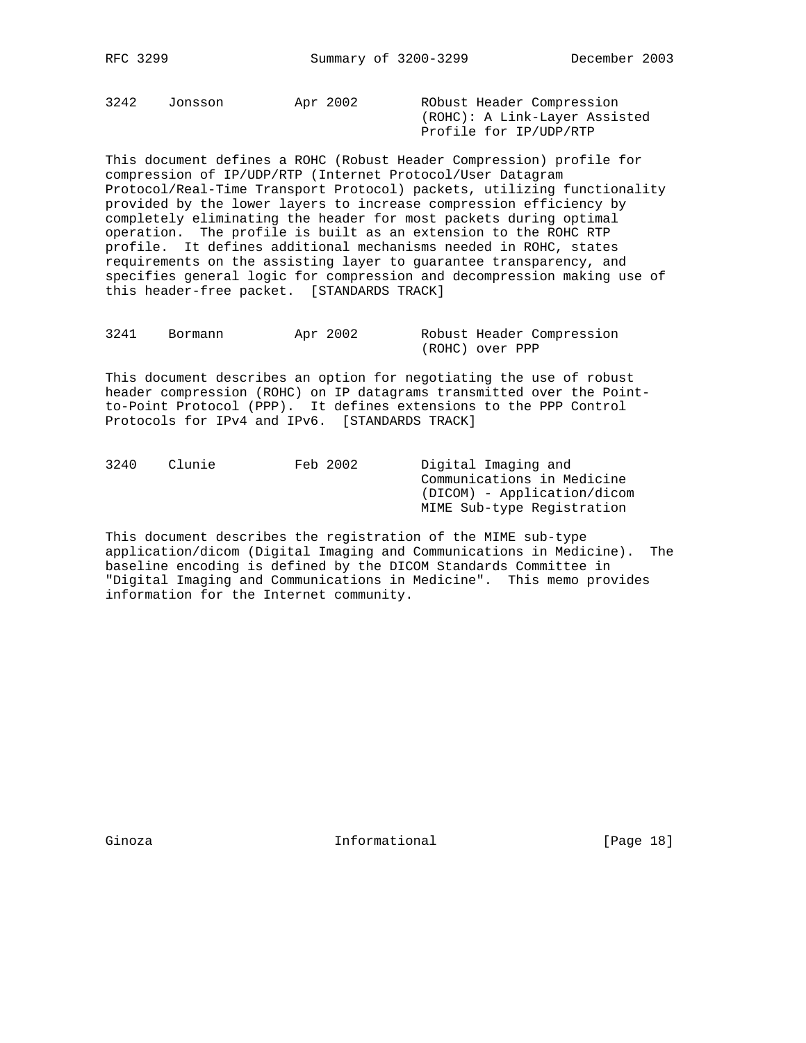3242    Jonsson         Apr 2002        RObust Header Compression
                                        (ROHC): A Link-Layer Assisted
                                        Profile for IP/UDP/RTP

This document defines a ROHC (Robust Header Compression) profile for compression of IP/UDP/RTP (Internet Protocol/User Datagram Protocol/Real-Time Transport Protocol) packets, utilizing functionality provided by the lower layers to increase compression efficiency by completely eliminating the header for most packets during optimal operation. The profile is built as an extension to the ROHC RTP profile. It defines additional mechanisms needed in ROHC, states requirements on the assisting layer to guarantee transparency, and specifies general logic for compression and decompression making use of this header-free packet. [STANDARDS TRACK]

3241    Bormann         Apr 2002        Robust Header Compression
                                        (ROHC) over PPP

This document describes an option for negotiating the use of robust header compression (ROHC) on IP datagrams transmitted over the Point-to-Point Protocol (PPP). It defines extensions to the PPP Control Protocols for IPv4 and IPv6. [STANDARDS TRACK]

3240    Clunie          Feb 2002        Digital Imaging and
                                        Communications in Medicine
                                        (DICOM) - Application/dicom
                                        MIME Sub-type Registration

This document describes the registration of the MIME sub-type application/dicom (Digital Imaging and Communications in Medicine). The baseline encoding is defined by the DICOM Standards Committee in "Digital Imaging and Communications in Medicine". This memo provides information for the Internet community.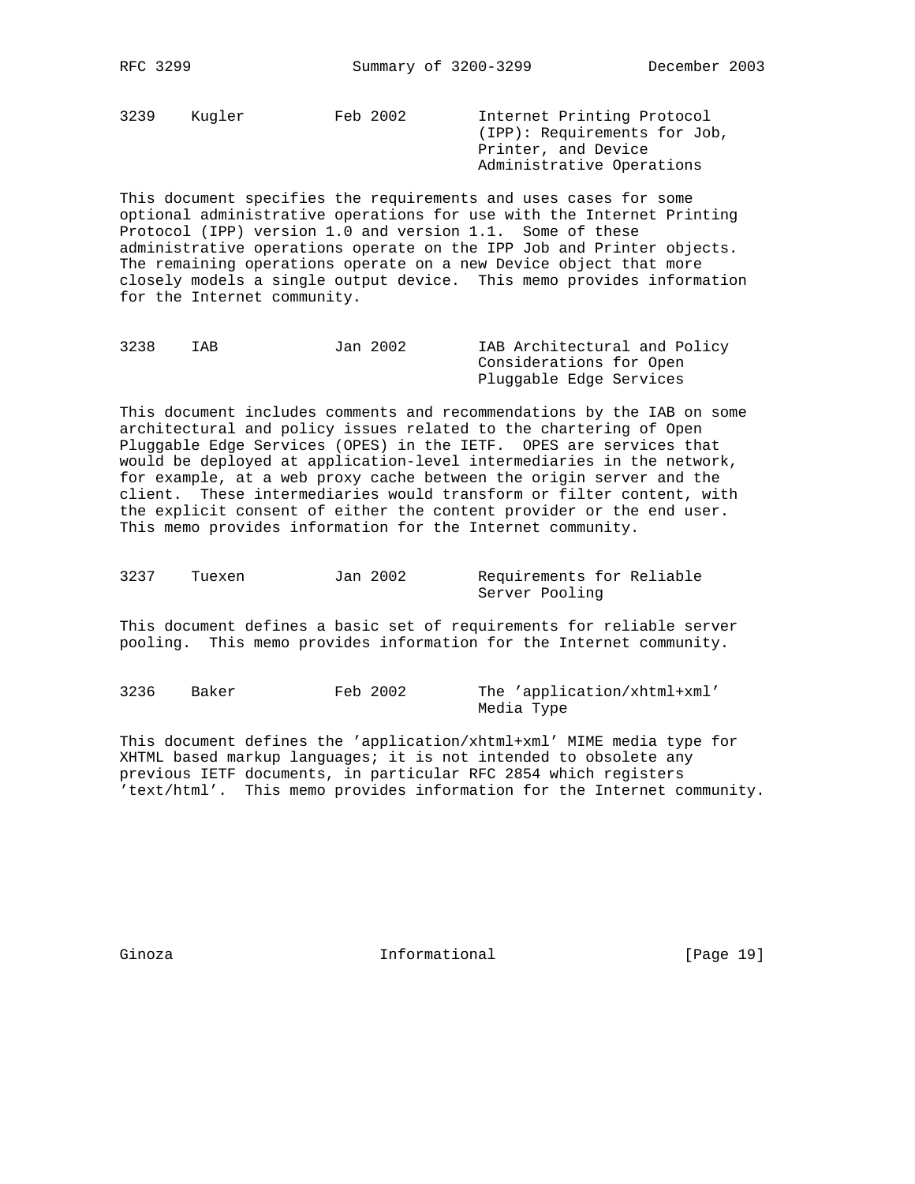```
3239    Kugler          Feb 2002        Internet Printing Protocol
                                        (IPP): Requirements for Job,
                                        Printer, and Device
                                        Administrative Operations
```

This document specifies the requirements and uses cases for some optional administrative operations for use with the Internet Printing Protocol (IPP) version 1.0 and version 1.1. Some of these administrative operations operate on the IPP Job and Printer objects. The remaining operations operate on a new Device object that more closely models a single output device. This memo provides information for the Internet community.

```
3238    IAB             Jan 2002        IAB Architectural and Policy
                                        Considerations for Open
                                        Pluggable Edge Services
```

This document includes comments and recommendations by the IAB on some architectural and policy issues related to the chartering of Open Pluggable Edge Services (OPES) in the IETF. OPES are services that would be deployed at application-level intermediaries in the network, for example, at a web proxy cache between the origin server and the client. These intermediaries would transform or filter content, with the explicit consent of either the content provider or the end user. This memo provides information for the Internet community.

```
3237    Tuexen          Jan 2002        Requirements for Reliable
                                        Server Pooling
```

This document defines a basic set of requirements for reliable server pooling. This memo provides information for the Internet community.

```
3236    Baker           Feb 2002        The 'application/xhtml+xml'
                                        Media Type
```

This document defines the 'application/xhtml+xml' MIME media type for XHTML based markup languages; it is not intended to obsolete any previous IETF documents, in particular RFC 2854 which registers 'text/html'. This memo provides information for the Internet community.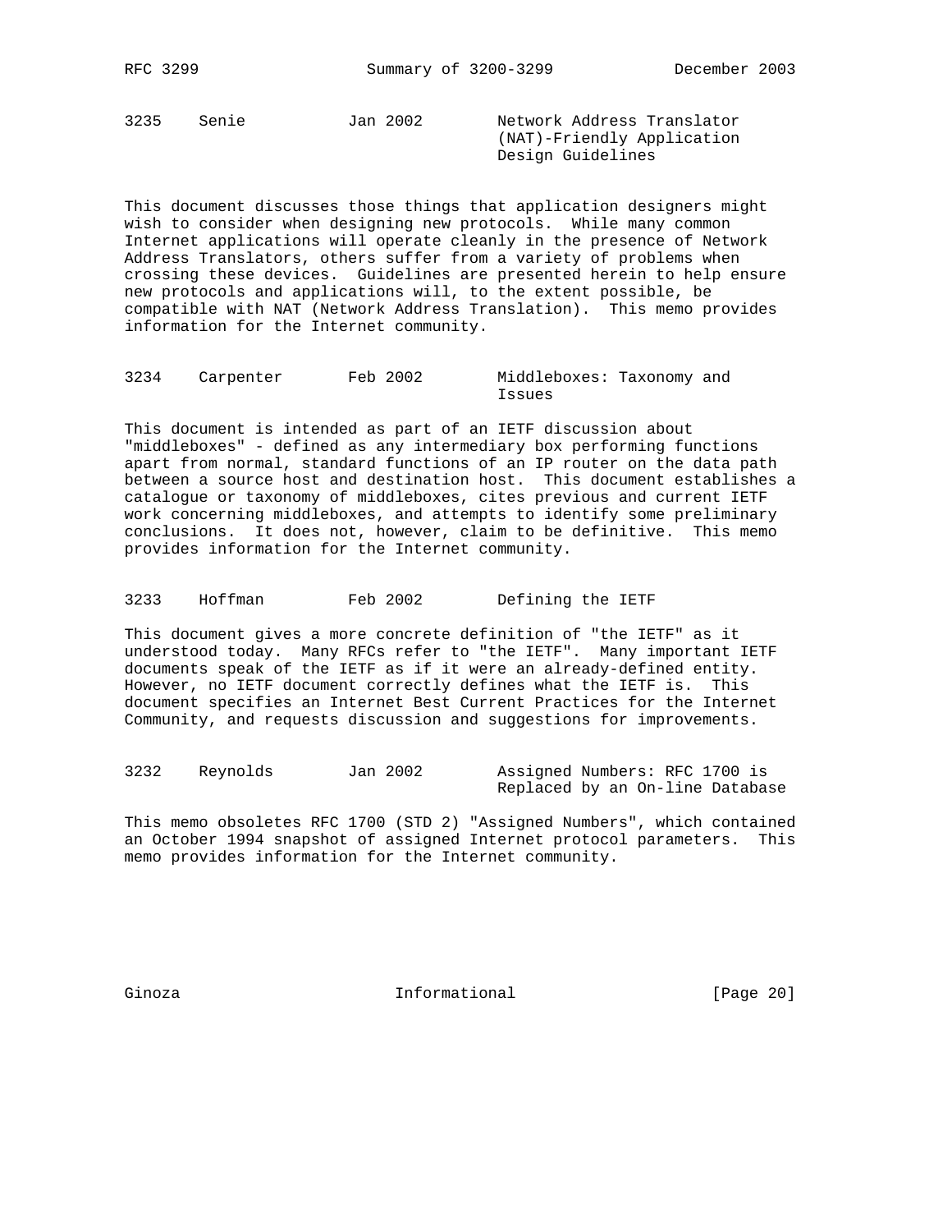3235    Senie    Jan 2002    Network Address Translator (NAT)-Friendly Application Design Guidelines

This document discusses those things that application designers might wish to consider when designing new protocols. While many common Internet applications will operate cleanly in the presence of Network Address Translators, others suffer from a variety of problems when crossing these devices. Guidelines are presented herein to help ensure new protocols and applications will, to the extent possible, be compatible with NAT (Network Address Translation). This memo provides information for the Internet community.

3234    Carpenter    Feb 2002    Middleboxes: Taxonomy and Issues

This document is intended as part of an IETF discussion about "middleboxes" - defined as any intermediary box performing functions apart from normal, standard functions of an IP router on the data path between a source host and destination host. This document establishes a catalogue or taxonomy of middleboxes, cites previous and current IETF work concerning middleboxes, and attempts to identify some preliminary conclusions. It does not, however, claim to be definitive. This memo provides information for the Internet community.

3233    Hoffman    Feb 2002    Defining the IETF

This document gives a more concrete definition of "the IETF" as it understood today. Many RFCs refer to "the IETF". Many important IETF documents speak of the IETF as if it were an already-defined entity. However, no IETF document correctly defines what the IETF is. This document specifies an Internet Best Current Practices for the Internet Community, and requests discussion and suggestions for improvements.

3232    Reynolds    Jan 2002    Assigned Numbers: RFC 1700 is Replaced by an On-line Database

This memo obsoletes RFC 1700 (STD 2) "Assigned Numbers", which contained an October 1994 snapshot of assigned Internet protocol parameters. This memo provides information for the Internet community.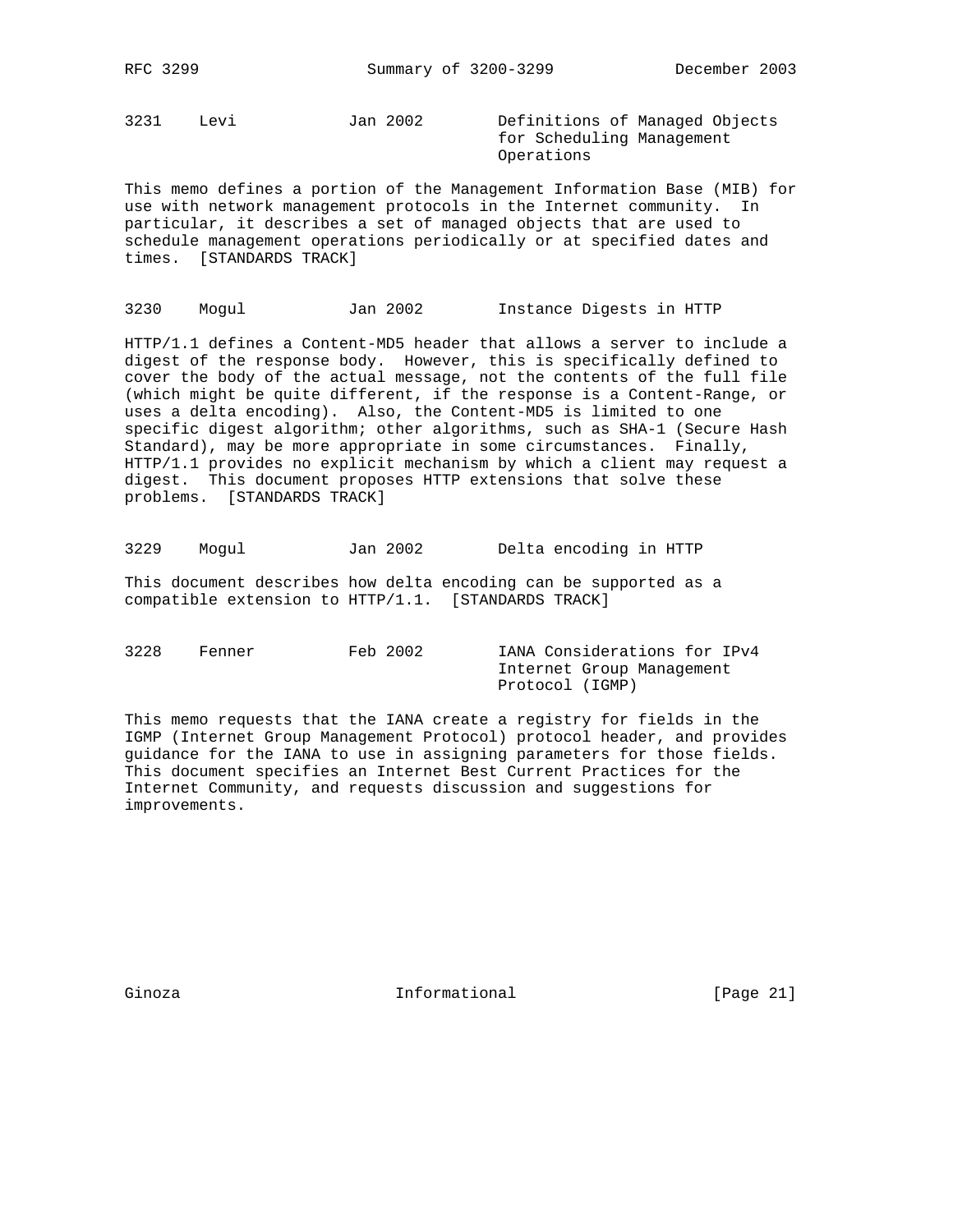3231    Levi            Jan 2002        Definitions of Managed Objects
                                        for Scheduling Management
                                        Operations

This memo defines a portion of the Management Information Base (MIB) for use with network management protocols in the Internet community. In particular, it describes a set of managed objects that are used to schedule management operations periodically or at specified dates and times. [STANDARDS TRACK]

3230    Mogul           Jan 2002        Instance Digests in HTTP

HTTP/1.1 defines a Content-MD5 header that allows a server to include a digest of the response body. However, this is specifically defined to cover the body of the actual message, not the contents of the full file (which might be quite different, if the response is a Content-Range, or uses a delta encoding). Also, the Content-MD5 is limited to one specific digest algorithm; other algorithms, such as SHA-1 (Secure Hash Standard), may be more appropriate in some circumstances. Finally, HTTP/1.1 provides no explicit mechanism by which a client may request a digest. This document proposes HTTP extensions that solve these problems. [STANDARDS TRACK]

3229    Mogul           Jan 2002        Delta encoding in HTTP

This document describes how delta encoding can be supported as a compatible extension to HTTP/1.1. [STANDARDS TRACK]

3228    Fenner          Feb 2002        IANA Considerations for IPv4
                                        Internet Group Management
                                        Protocol (IGMP)

This memo requests that the IANA create a registry for fields in the IGMP (Internet Group Management Protocol) protocol header, and provides guidance for the IANA to use in assigning parameters for those fields. This document specifies an Internet Best Current Practices for the Internet Community, and requests discussion and suggestions for improvements.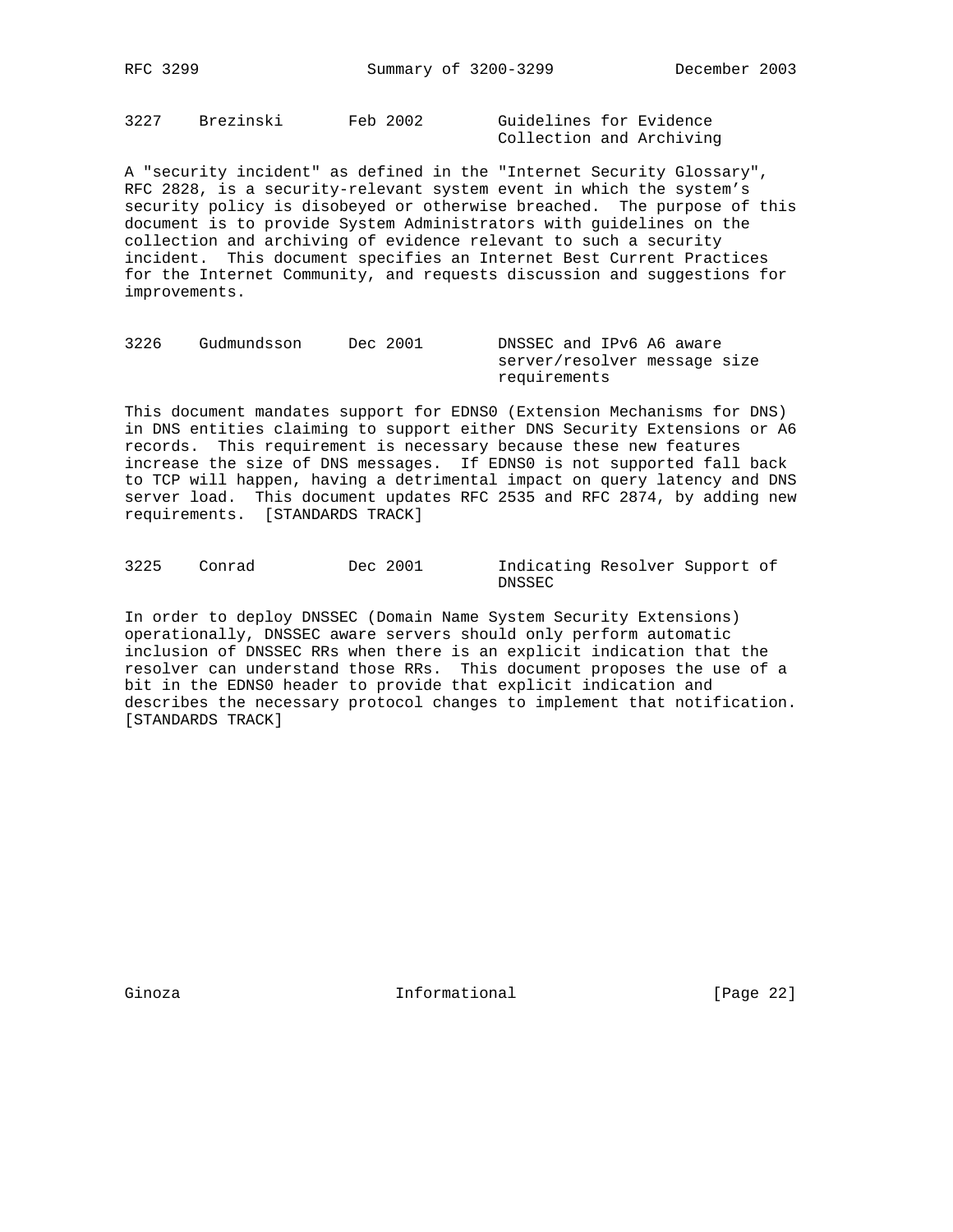3227    Brezinski       Feb 2002        Guidelines for Evidence Collection and Archiving

A "security incident" as defined in the "Internet Security Glossary", RFC 2828, is a security-relevant system event in which the system's security policy is disobeyed or otherwise breached. The purpose of this document is to provide System Administrators with guidelines on the collection and archiving of evidence relevant to such a security incident. This document specifies an Internet Best Current Practices for the Internet Community, and requests discussion and suggestions for improvements.

3226    Gudmundsson     Dec 2001        DNSSEC and IPv6 A6 aware server/resolver message size requirements

This document mandates support for EDNS0 (Extension Mechanisms for DNS) in DNS entities claiming to support either DNS Security Extensions or A6 records. This requirement is necessary because these new features increase the size of DNS messages. If EDNS0 is not supported fall back to TCP will happen, having a detrimental impact on query latency and DNS server load. This document updates RFC 2535 and RFC 2874, by adding new requirements. [STANDARDS TRACK]

3225    Conrad          Dec 2001        Indicating Resolver Support of DNSSEC

In order to deploy DNSSEC (Domain Name System Security Extensions) operationally, DNSSEC aware servers should only perform automatic inclusion of DNSSEC RRs when there is an explicit indication that the resolver can understand those RRs. This document proposes the use of a bit in the EDNS0 header to provide that explicit indication and describes the necessary protocol changes to implement that notification. [STANDARDS TRACK]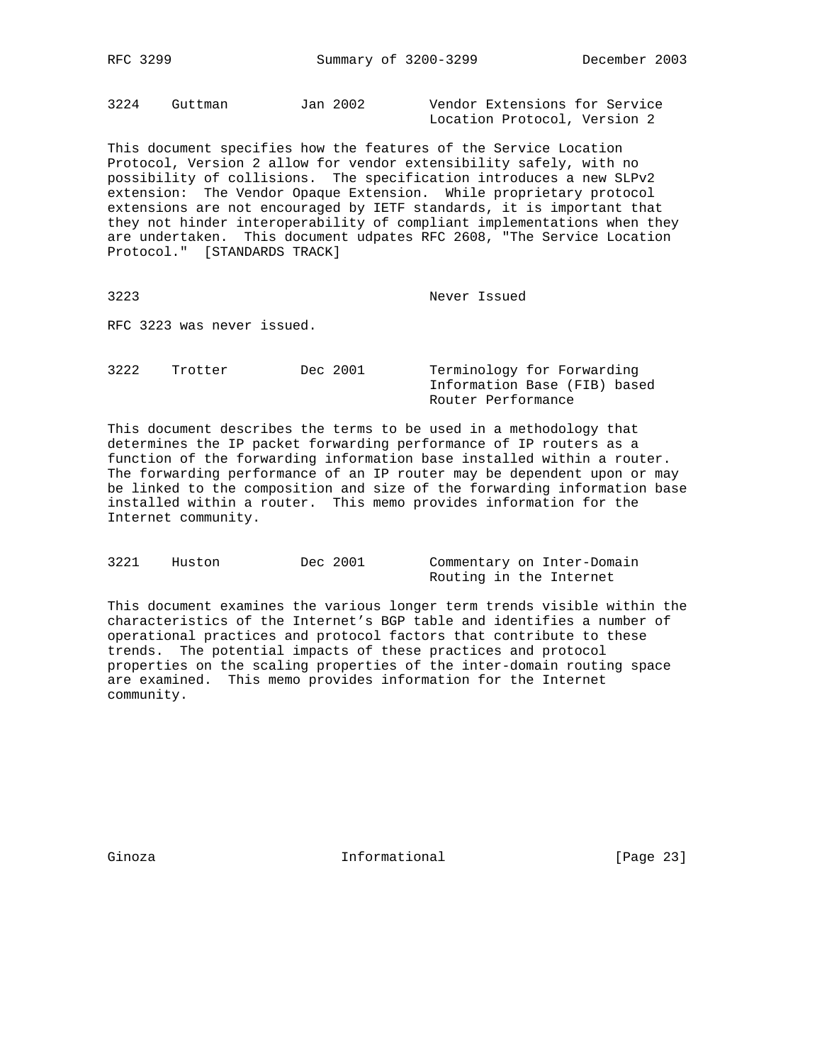```
3224    Guttman         Jan 2002        Vendor Extensions for Service
                                        Location Protocol, Version 2
```

This document specifies how the features of the Service Location Protocol, Version 2 allow for vendor extensibility safely, with no possibility of collisions. The specification introduces a new SLPv2 extension: The Vendor Opaque Extension. While proprietary protocol extensions are not encouraged by IETF standards, it is important that they not hinder interoperability of compliant implementations when they are undertaken. This document udpates RFC 2608, "The Service Location Protocol." [STANDARDS TRACK]

```
3223                                    Never Issued
```

RFC 3223 was never issued.

```
3222    Trotter         Dec 2001        Terminology for Forwarding
                                        Information Base (FIB) based
                                        Router Performance
```

This document describes the terms to be used in a methodology that determines the IP packet forwarding performance of IP routers as a function of the forwarding information base installed within a router. The forwarding performance of an IP router may be dependent upon or may be linked to the composition and size of the forwarding information base installed within a router. This memo provides information for the Internet community.

```
3221    Huston          Dec 2001        Commentary on Inter-Domain
                                        Routing in the Internet
```

This document examines the various longer term trends visible within the characteristics of the Internet's BGP table and identifies a number of operational practices and protocol factors that contribute to these trends. The potential impacts of these practices and protocol properties on the scaling properties of the inter-domain routing space are examined. This memo provides information for the Internet community.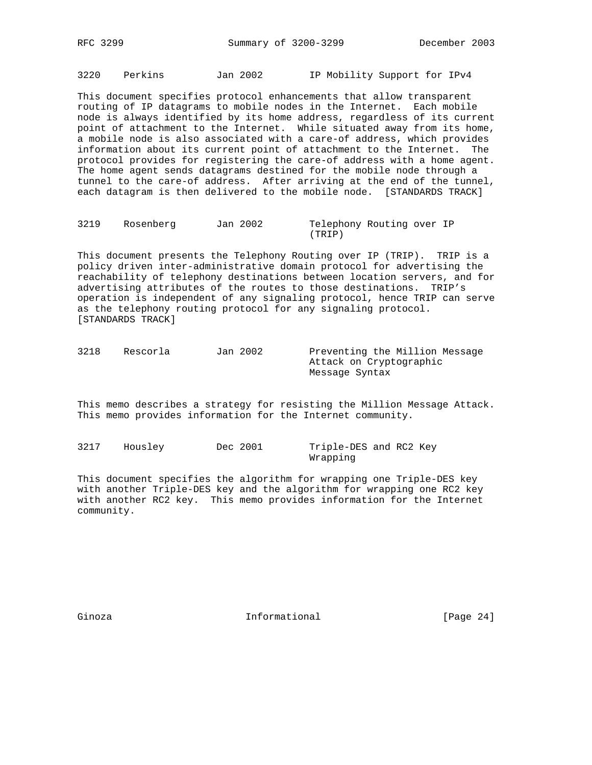3220    Perkins         Jan 2002        IP Mobility Support for IPv4

This document specifies protocol enhancements that allow transparent routing of IP datagrams to mobile nodes in the Internet. Each mobile node is always identified by its home address, regardless of its current point of attachment to the Internet. While situated away from its home, a mobile node is also associated with a care-of address, which provides information about its current point of attachment to the Internet. The protocol provides for registering the care-of address with a home agent. The home agent sends datagrams destined for the mobile node through a tunnel to the care-of address. After arriving at the end of the tunnel, each datagram is then delivered to the mobile node. [STANDARDS TRACK]

3219    Rosenberg       Jan 2002        Telephony Routing over IP (TRIP)

This document presents the Telephony Routing over IP (TRIP). TRIP is a policy driven inter-administrative domain protocol for advertising the reachability of telephony destinations between location servers, and for advertising attributes of the routes to those destinations. TRIP's operation is independent of any signaling protocol, hence TRIP can serve as the telephony routing protocol for any signaling protocol. [STANDARDS TRACK]

3218    Rescorla        Jan 2002        Preventing the Million Message Attack on Cryptographic Message Syntax

This memo describes a strategy for resisting the Million Message Attack. This memo provides information for the Internet community.

3217    Housley         Dec 2001        Triple-DES and RC2 Key Wrapping

This document specifies the algorithm for wrapping one Triple-DES key with another Triple-DES key and the algorithm for wrapping one RC2 key with another RC2 key. This memo provides information for the Internet community.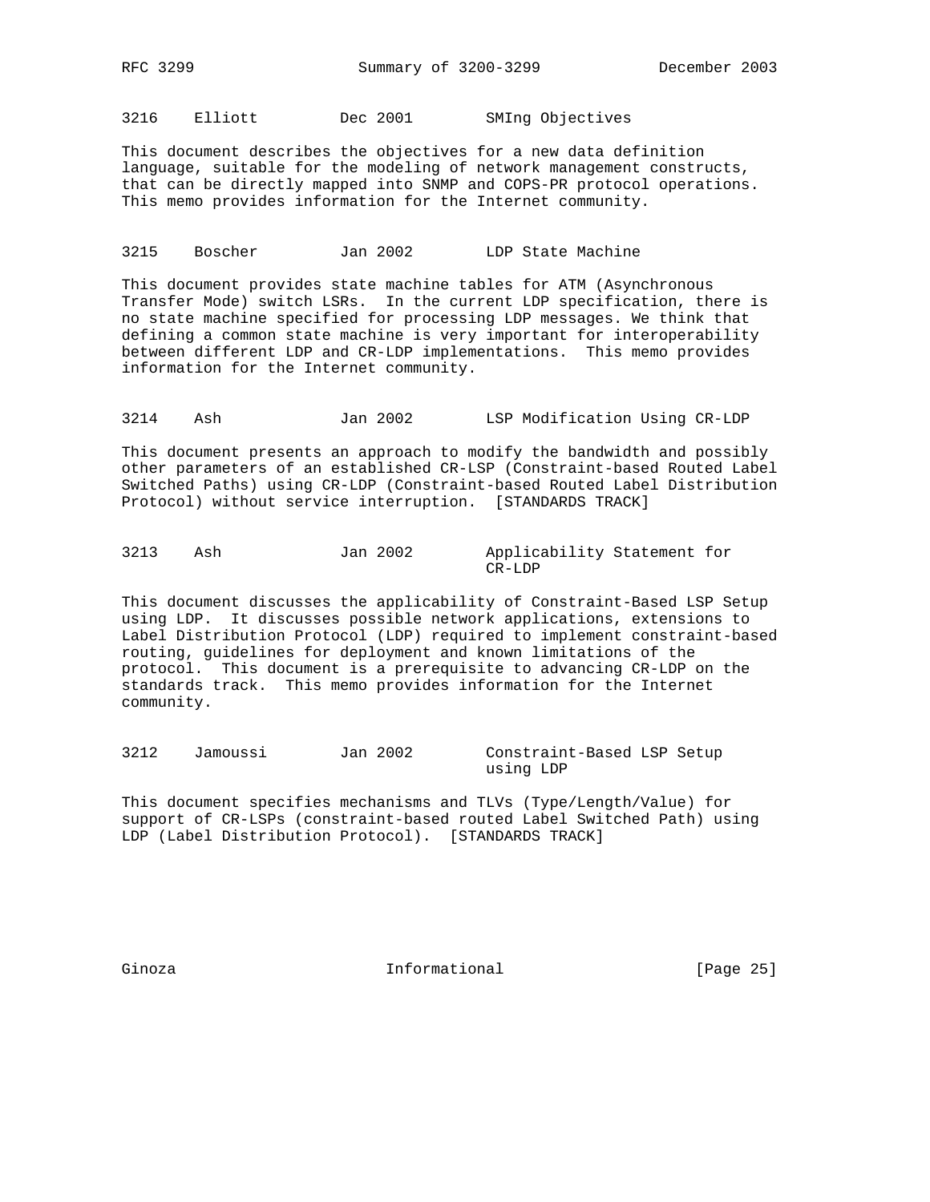3216    Elliott         Dec 2001        SMIng Objectives

This document describes the objectives for a new data definition language, suitable for the modeling of network management constructs, that can be directly mapped into SNMP and COPS-PR protocol operations. This memo provides information for the Internet community.

3215    Boscher         Jan 2002        LDP State Machine

This document provides state machine tables for ATM (Asynchronous Transfer Mode) switch LSRs. In the current LDP specification, there is no state machine specified for processing LDP messages. We think that defining a common state machine is very important for interoperability between different LDP and CR-LDP implementations. This memo provides information for the Internet community.

3214    Ash             Jan 2002        LSP Modification Using CR-LDP

This document presents an approach to modify the bandwidth and possibly other parameters of an established CR-LSP (Constraint-based Routed Label Switched Paths) using CR-LDP (Constraint-based Routed Label Distribution Protocol) without service interruption. [STANDARDS TRACK]

3213    Ash             Jan 2002        Applicability Statement for CR-LDP

This document discusses the applicability of Constraint-Based LSP Setup using LDP. It discusses possible network applications, extensions to Label Distribution Protocol (LDP) required to implement constraint-based routing, guidelines for deployment and known limitations of the protocol. This document is a prerequisite to advancing CR-LDP on the standards track. This memo provides information for the Internet community.

3212    Jamoussi        Jan 2002        Constraint-Based LSP Setup using LDP

This document specifies mechanisms and TLVs (Type/Length/Value) for support of CR-LSPs (constraint-based routed Label Switched Path) using LDP (Label Distribution Protocol). [STANDARDS TRACK]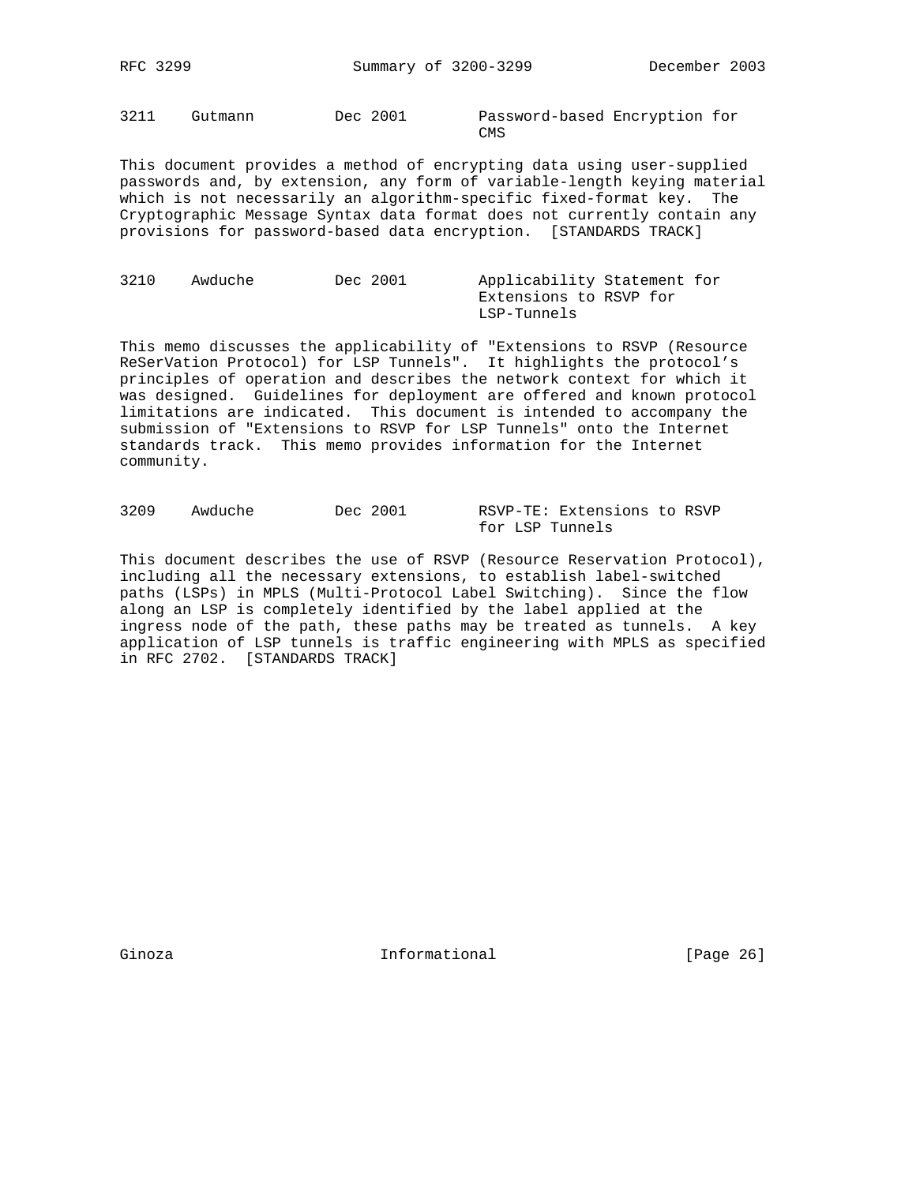3211    Gutmann    Dec 2001    Password-based Encryption for CMS

This document provides a method of encrypting data using user-supplied passwords and, by extension, any form of variable-length keying material which is not necessarily an algorithm-specific fixed-format key. The Cryptographic Message Syntax data format does not currently contain any provisions for password-based data encryption. [STANDARDS TRACK]

3210    Awduche    Dec 2001    Applicability Statement for Extensions to RSVP for LSP-Tunnels

This memo discusses the applicability of "Extensions to RSVP (Resource ReSerVation Protocol) for LSP Tunnels". It highlights the protocol's principles of operation and describes the network context for which it was designed. Guidelines for deployment are offered and known protocol limitations are indicated. This document is intended to accompany the submission of "Extensions to RSVP for LSP Tunnels" onto the Internet standards track. This memo provides information for the Internet community.

3209    Awduche    Dec 2001    RSVP-TE: Extensions to RSVP for LSP Tunnels

This document describes the use of RSVP (Resource Reservation Protocol), including all the necessary extensions, to establish label-switched paths (LSPs) in MPLS (Multi-Protocol Label Switching). Since the flow along an LSP is completely identified by the label applied at the ingress node of the path, these paths may be treated as tunnels. A key application of LSP tunnels is traffic engineering with MPLS as specified in RFC 2702. [STANDARDS TRACK]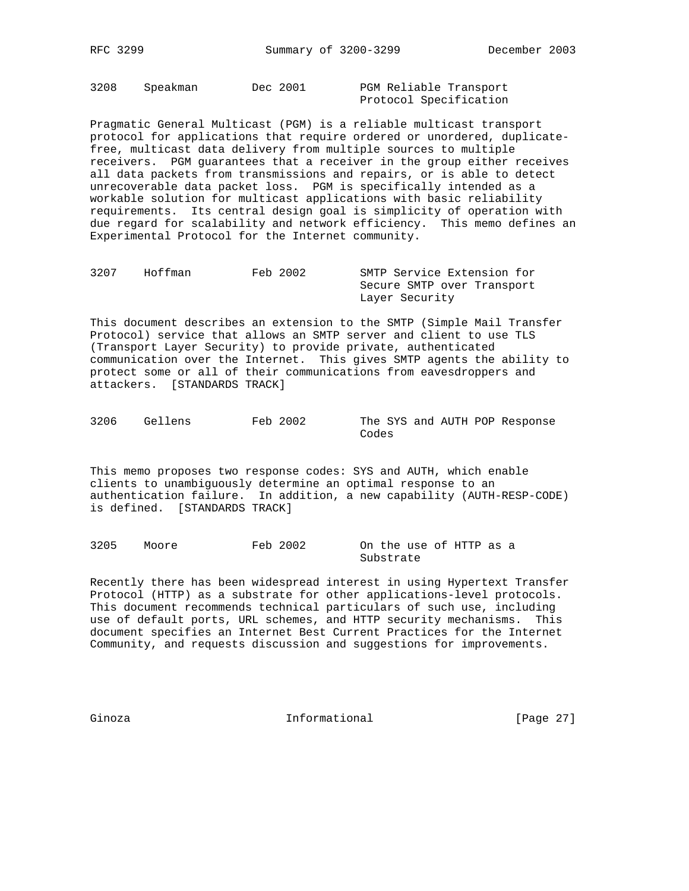3208    Speakman    Dec 2001    PGM Reliable Transport Protocol Specification

Pragmatic General Multicast (PGM) is a reliable multicast transport protocol for applications that require ordered or unordered, duplicate-free, multicast data delivery from multiple sources to multiple receivers. PGM guarantees that a receiver in the group either receives all data packets from transmissions and repairs, or is able to detect unrecoverable data packet loss. PGM is specifically intended as a workable solution for multicast applications with basic reliability requirements. Its central design goal is simplicity of operation with due regard for scalability and network efficiency. This memo defines an Experimental Protocol for the Internet community.

3207    Hoffman    Feb 2002    SMTP Service Extension for Secure SMTP over Transport Layer Security

This document describes an extension to the SMTP (Simple Mail Transfer Protocol) service that allows an SMTP server and client to use TLS (Transport Layer Security) to provide private, authenticated communication over the Internet. This gives SMTP agents the ability to protect some or all of their communications from eavesdroppers and attackers. [STANDARDS TRACK]

3206    Gellens    Feb 2002    The SYS and AUTH POP Response Codes

This memo proposes two response codes: SYS and AUTH, which enable clients to unambiguously determine an optimal response to an authentication failure. In addition, a new capability (AUTH-RESP-CODE) is defined. [STANDARDS TRACK]

3205    Moore    Feb 2002    On the use of HTTP as a Substrate

Recently there has been widespread interest in using Hypertext Transfer Protocol (HTTP) as a substrate for other applications-level protocols. This document recommends technical particulars of such use, including use of default ports, URL schemes, and HTTP security mechanisms. This document specifies an Internet Best Current Practices for the Internet Community, and requests discussion and suggestions for improvements.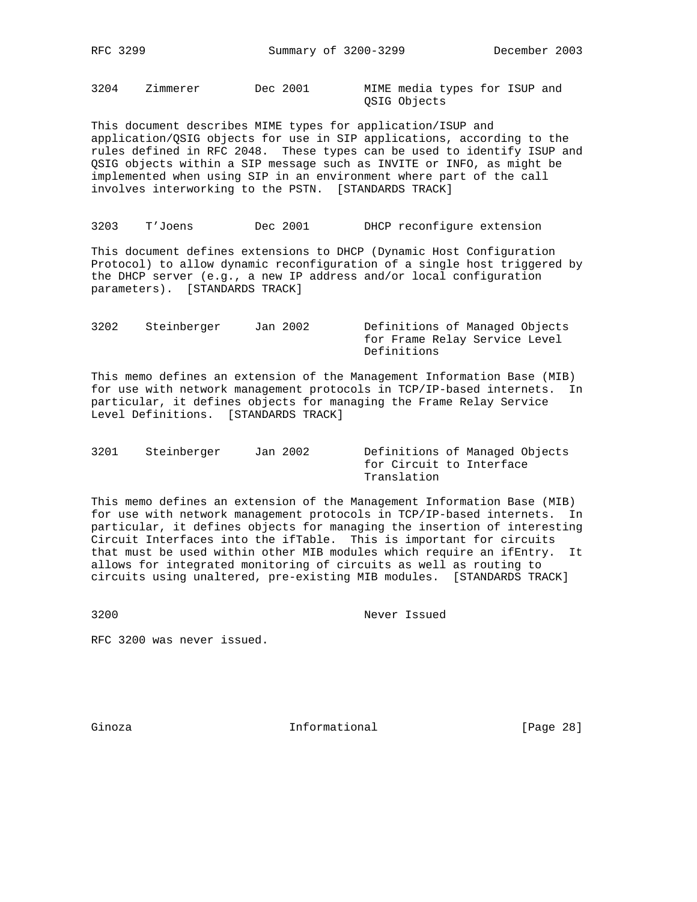3204    Zimmerer        Dec 2001        MIME media types for ISUP and QSIG Objects

This document describes MIME types for application/ISUP and application/QSIG objects for use in SIP applications, according to the rules defined in RFC 2048. These types can be used to identify ISUP and QSIG objects within a SIP message such as INVITE or INFO, as might be implemented when using SIP in an environment where part of the call involves interworking to the PSTN. [STANDARDS TRACK]

3203    T'Joens         Dec 2001        DHCP reconfigure extension

This document defines extensions to DHCP (Dynamic Host Configuration Protocol) to allow dynamic reconfiguration of a single host triggered by the DHCP server (e.g., a new IP address and/or local configuration parameters). [STANDARDS TRACK]

3202    Steinberger     Jan 2002        Definitions of Managed Objects for Frame Relay Service Level Definitions

This memo defines an extension of the Management Information Base (MIB) for use with network management protocols in TCP/IP-based internets. In particular, it defines objects for managing the Frame Relay Service Level Definitions. [STANDARDS TRACK]

3201    Steinberger     Jan 2002        Definitions of Managed Objects for Circuit to Interface Translation

This memo defines an extension of the Management Information Base (MIB) for use with network management protocols in TCP/IP-based internets. In particular, it defines objects for managing the insertion of interesting Circuit Interfaces into the ifTable. This is important for circuits that must be used within other MIB modules which require an ifEntry. It allows for integrated monitoring of circuits as well as routing to circuits using unaltered, pre-existing MIB modules. [STANDARDS TRACK]

3200                                    Never Issued

RFC 3200 was never issued.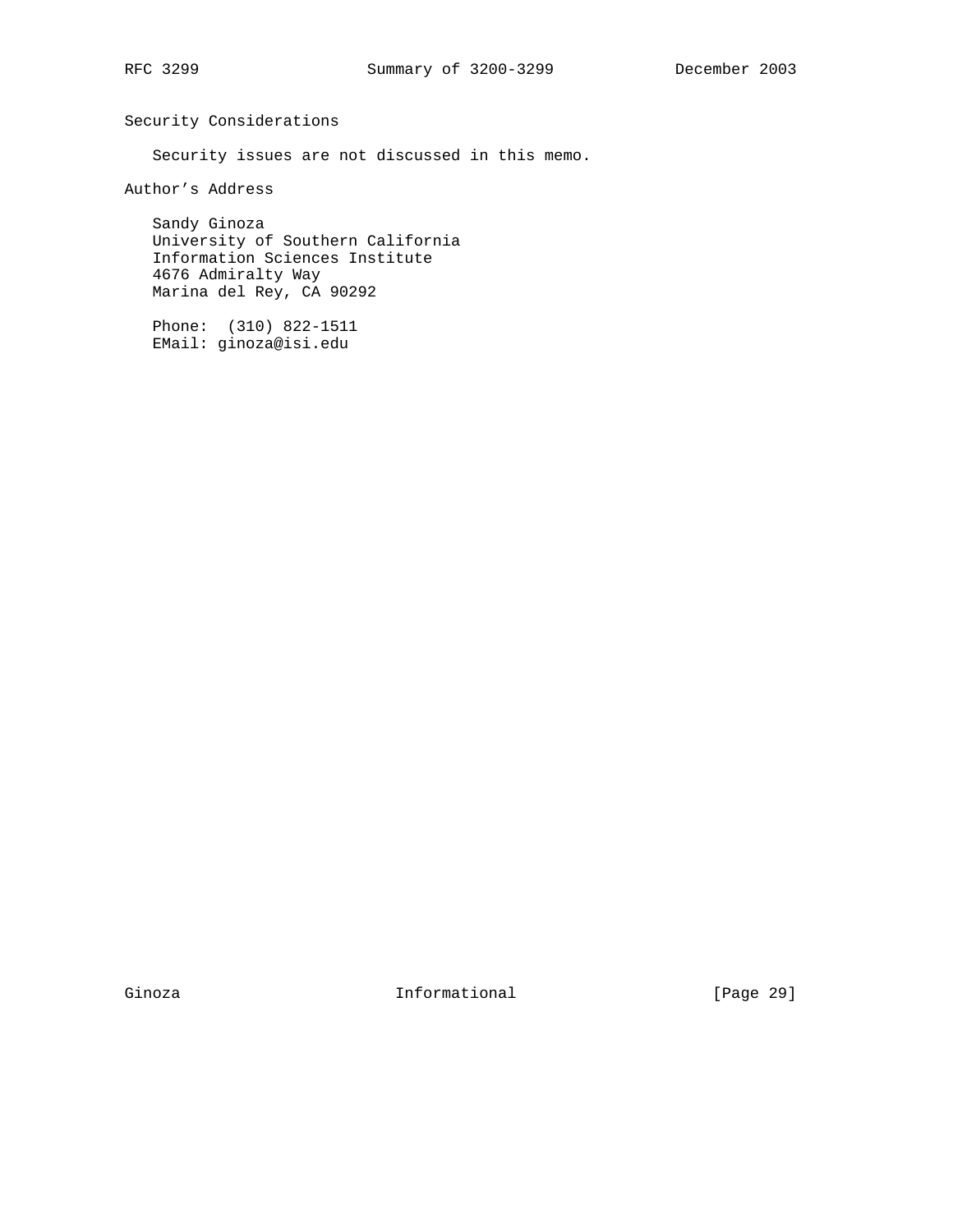## Security Considerations

Security issues are not discussed in this memo.

## Author's Address

Sandy Ginoza
University of Southern California
Information Sciences Institute
4676 Admiralty Way
Marina del Rey, CA 90292

Phone: (310) 822-1511
EMail: ginoza@isi.edu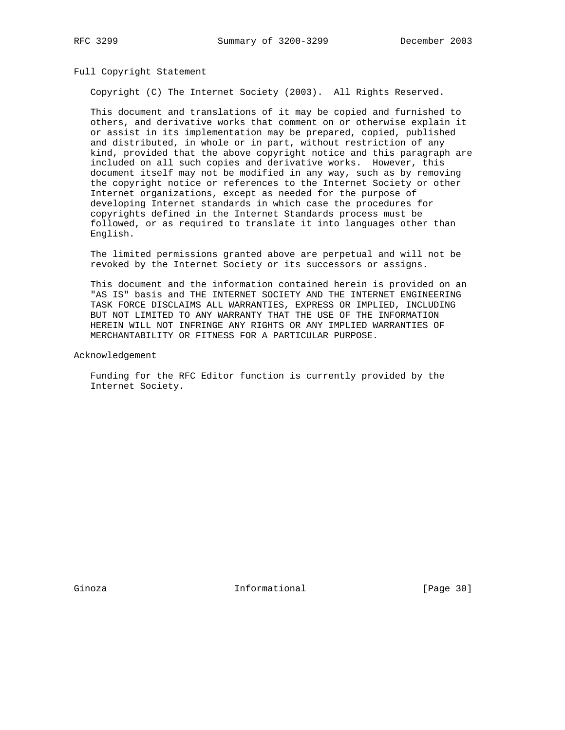## Full Copyright Statement

Copyright (C) The Internet Society (2003). All Rights Reserved.

This document and translations of it may be copied and furnished to others, and derivative works that comment on or otherwise explain it or assist in its implementation may be prepared, copied, published and distributed, in whole or in part, without restriction of any kind, provided that the above copyright notice and this paragraph are included on all such copies and derivative works. However, this document itself may not be modified in any way, such as by removing the copyright notice or references to the Internet Society or other Internet organizations, except as needed for the purpose of developing Internet standards in which case the procedures for copyrights defined in the Internet Standards process must be followed, or as required to translate it into languages other than English.

The limited permissions granted above are perpetual and will not be revoked by the Internet Society or its successors or assigns.

This document and the information contained herein is provided on an "AS IS" basis and THE INTERNET SOCIETY AND THE INTERNET ENGINEERING TASK FORCE DISCLAIMS ALL WARRANTIES, EXPRESS OR IMPLIED, INCLUDING BUT NOT LIMITED TO ANY WARRANTY THAT THE USE OF THE INFORMATION HEREIN WILL NOT INFRINGE ANY RIGHTS OR ANY IMPLIED WARRANTIES OF MERCHANTABILITY OR FITNESS FOR A PARTICULAR PURPOSE.

## Acknowledgement

Funding for the RFC Editor function is currently provided by the Internet Society.